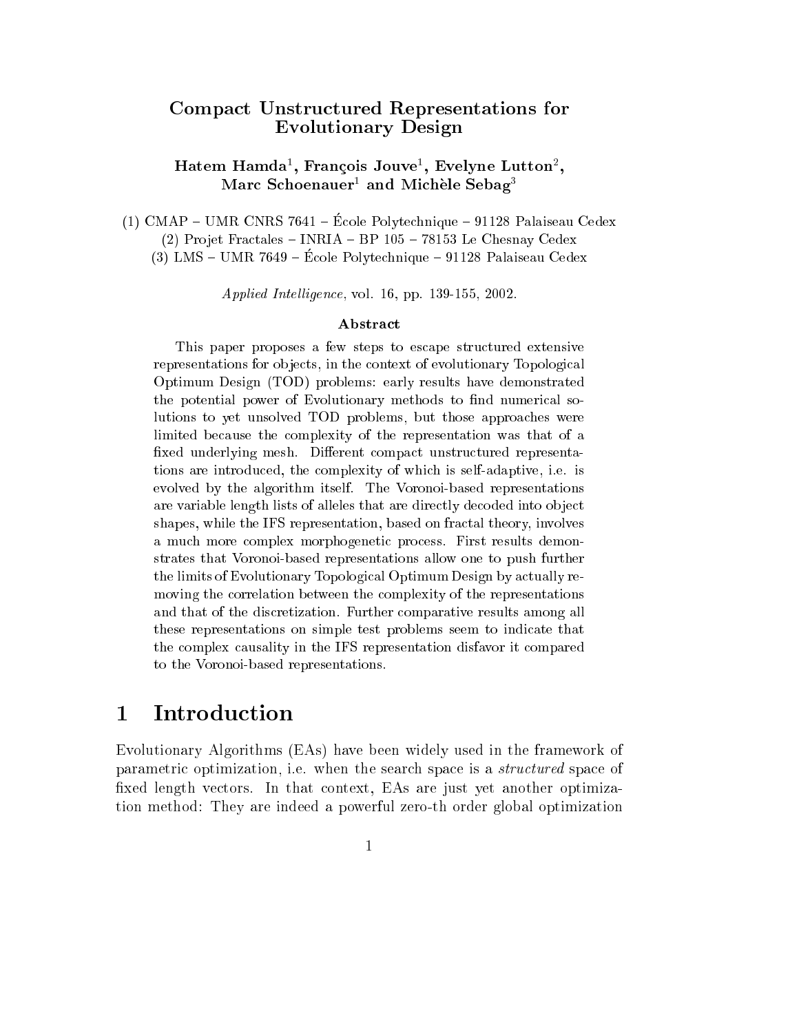# Compact Unstructured Representations for Evolutionary Design

**Hatem Hamda**[1]**, François Jouve**[1]**, Evelyne Lutton**[2]**, Marc Schoenauer**[1] **and Michèle Sebag**[3]

(1) CMAP – UMR CNRS 7641 – École Polytechnique – 91128 Palaiseau Cedex
(2) Projet Fractales – INRIA – BP 105 – 78153 Le Chesnay Cedex
(3) LMS – UMR 7649 – École Polytechnique – 91128 Palaiseau Cedex

*Applied Intelligence*, vol. 16, pp. 139-155, 2002.

### Abstract

This paper proposes a few steps to escape structured extensive representations for objects, in the context of evolutionary Topological Optimum Design (TOD) problems: early results have demonstrated the potential power of Evolutionary methods to find numerical solutions to yet unsolved TOD problems, but those approaches were limited because the complexity of the representation was that of a fixed underlying mesh. Different compact unstructured representations are introduced, the complexity of which is self-adaptive, i.e. is evolved by the algorithm itself. The Voronoi-based representations are variable length lists of alleles that are directly decoded into object shapes, while the IFS representation, based on fractal theory, involves a much more complex morphogenetic process. First results demonstrates that Voronoi-based representations allow one to push further the limits of Evolutionary Topological Optimum Design by actually removing the correlation between the complexity of the representations and that of the discretization. Further comparative results among all these representations on simple test problems seem to indicate that the complex causality in the IFS representation disfavor it compared to the Voronoi-based representations.

# 1 Introduction

Evolutionary Algorithms (EAs) have been widely used in the framework of parametric optimization, i.e. when the search space is a *structured* space of fixed length vectors. In that context, EAs are just yet another optimization method: They are indeed a powerful zero-th order global optimization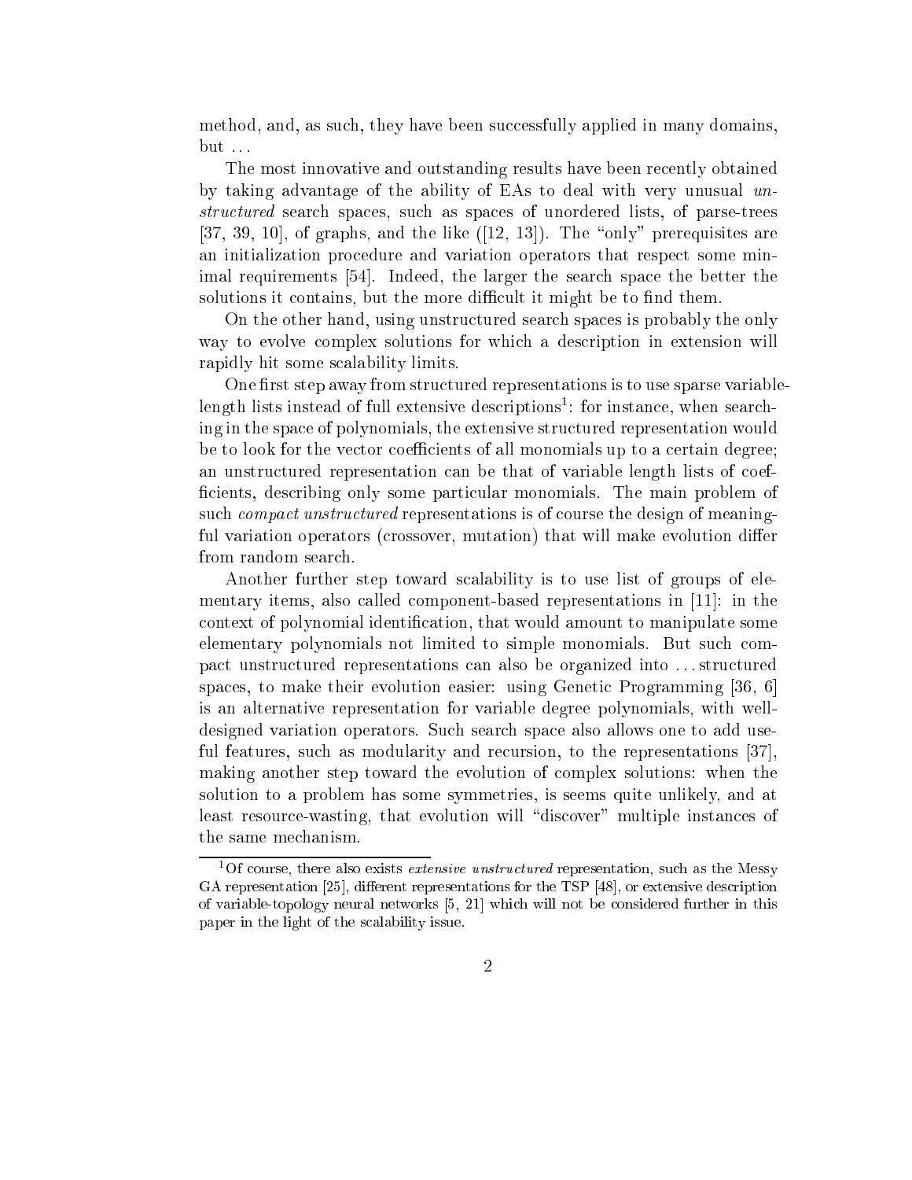method, and, as such, they have been successfully applied in many domains, but ...

The most innovative and outstanding results have been recently obtained by taking advantage of the ability of EAs to deal with very unusual *unstructured* search spaces, such as spaces of unordered lists, of parse-trees [37, 39, 10], of graphs, and the like ([12, 13]). The "only" prerequisites are an initialization procedure and variation operators that respect some minimal requirements [54]. Indeed, the larger the search space the better the solutions it contains, but the more difficult it might be to find them.

On the other hand, using unstructured search spaces is probably the only way to evolve complex solutions for which a description in extension will rapidly hit some scalability limits.

One first step away from structured representations is to use sparse variable-length lists instead of full extensive descriptions[1]: for instance, when searching in the space of polynomials, the extensive structured representation would be to look for the vector coefficients of all monomials up to a certain degree; an unstructured representation can be that of variable length lists of coefficients, describing only some particular monomials. The main problem of such *compact unstructured* representations is of course the design of meaningful variation operators (crossover, mutation) that will make evolution differ from random search.

Another further step toward scalability is to use list of groups of elementary items, also called component-based representations in [11]: in the context of polynomial identification, that would amount to manipulate some elementary polynomials not limited to simple monomials. But such compact unstructured representations can also be organized into ... structured spaces, to make their evolution easier: using Genetic Programming [36, 6] is an alternative representation for variable degree polynomials, with well-designed variation operators. Such search space also allows one to add useful features, such as modularity and recursion, to the representations [37], making another step toward the evolution of complex solutions: when the solution to a problem has some symmetries, is seems quite unlikely, and at least resource-wasting, that evolution will "discover" multiple instances of the same mechanism.

---

[1] Of course, there also exists *extensive unstructured* representation, such as the Messy GA representation [25], different representations for the TSP [48], or extensive description of variable-topology neural networks [5, 21] which will not be considered further in this paper in the light of the scalability issue.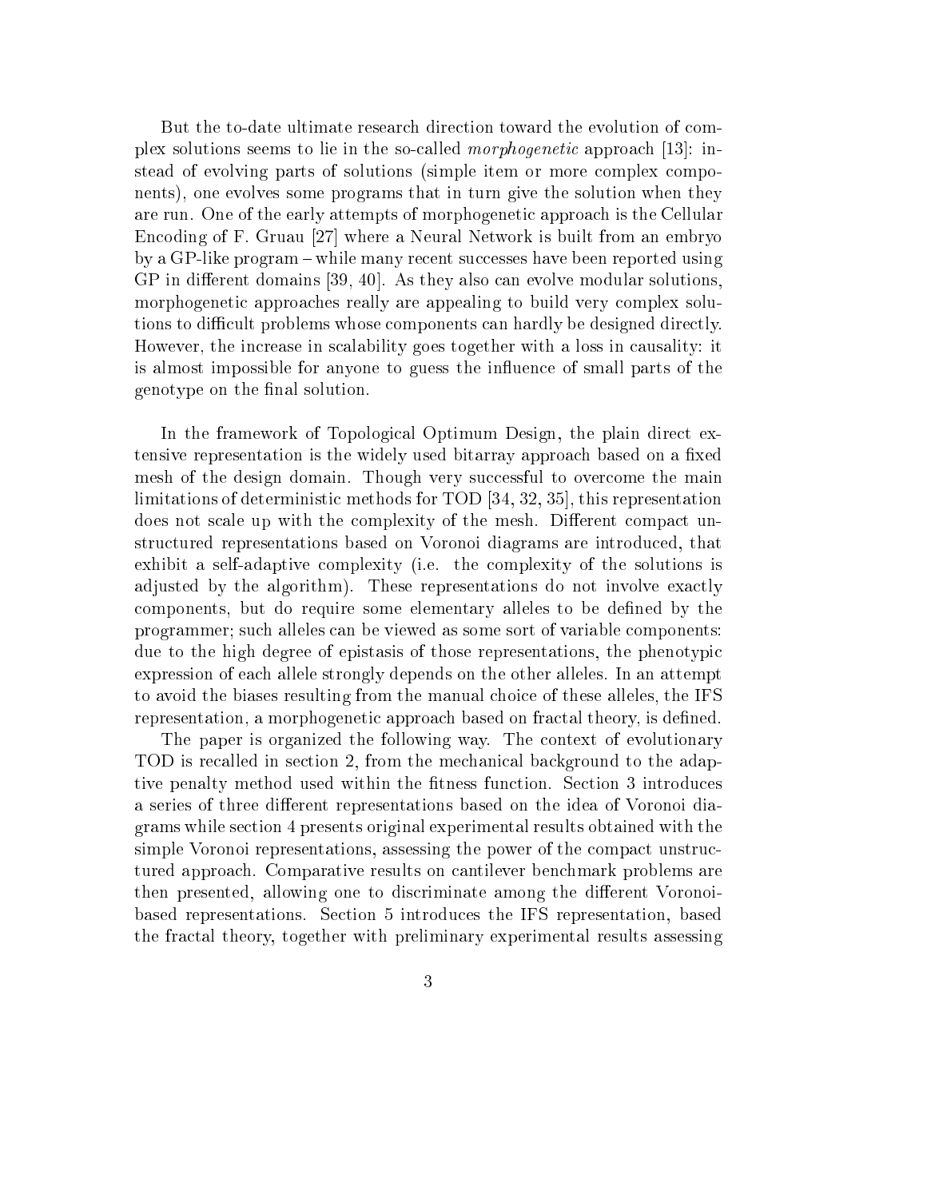But the to-date ultimate research direction toward the evolution of complex solutions seems to lie in the so-called *morphogenetic* approach [13]: instead of evolving parts of solutions (simple item or more complex components), one evolves some programs that in turn give the solution when they are run. One of the early attempts of morphogenetic approach is the Cellular Encoding of F. Gruau [27] where a Neural Network is built from an embryo by a GP-like program – while many recent successes have been reported using GP in different domains [39, 40]. As they also can evolve modular solutions, morphogenetic approaches really are appealing to build very complex solutions to difficult problems whose components can hardly be designed directly. However, the increase in scalability goes together with a loss in causality: it is almost impossible for anyone to guess the influence of small parts of the genotype on the final solution.

In the framework of Topological Optimum Design, the plain direct extensive representation is the widely used bitarray approach based on a fixed mesh of the design domain. Though very successful to overcome the main limitations of deterministic methods for TOD [34, 32, 35], this representation does not scale up with the complexity of the mesh. Different compact unstructured representations based on Voronoi diagrams are introduced, that exhibit a self-adaptive complexity (i.e. the complexity of the solutions is adjusted by the algorithm). These representations do not involve exactly components, but do require some elementary alleles to be defined by the programmer; such alleles can be viewed as some sort of variable components: due to the high degree of epistasis of those representations, the phenotypic expression of each allele strongly depends on the other alleles. In an attempt to avoid the biases resulting from the manual choice of these alleles, the IFS representation, a morphogenetic approach based on fractal theory, is defined.

The paper is organized the following way. The context of evolutionary TOD is recalled in section 2, from the mechanical background to the adaptive penalty method used within the fitness function. Section 3 introduces a series of three different representations based on the idea of Voronoi diagrams while section 4 presents original experimental results obtained with the simple Voronoi representations, assessing the power of the compact unstructured approach. Comparative results on cantilever benchmark problems are then presented, allowing one to discriminate among the different Voronoi-based representations. Section 5 introduces the IFS representation, based the fractal theory, together with preliminary experimental results assessing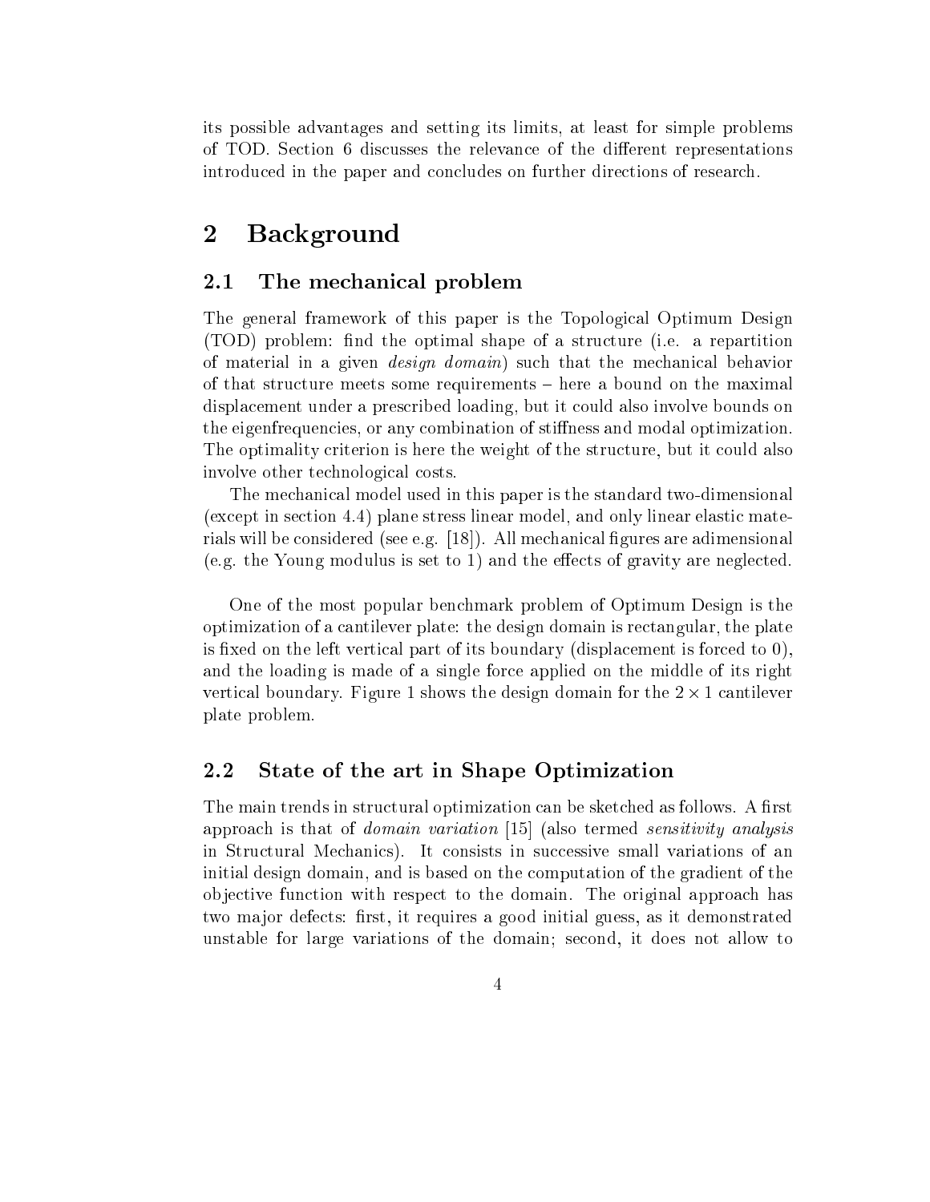its possible advantages and setting its limits, at least for simple problems of TOD. Section 6 discusses the relevance of the different representations introduced in the paper and concludes on further directions of research.

# 2 Background

## 2.1 The mechanical problem

The general framework of this paper is the Topological Optimum Design (TOD) problem: find the optimal shape of a structure (i.e. a repartition of material in a given *design domain*) such that the mechanical behavior of that structure meets some requirements – here a bound on the maximal displacement under a prescribed loading, but it could also involve bounds on the eigenfrequencies, or any combination of stiffness and modal optimization. The optimality criterion is here the weight of the structure, but it could also involve other technological costs.

The mechanical model used in this paper is the standard two-dimensional (except in section 4.4) plane stress linear model, and only linear elastic materials will be considered (see e.g. [18]). All mechanical figures are adimensional (e.g. the Young modulus is set to 1) and the effects of gravity are neglected.

One of the most popular benchmark problem of Optimum Design is the optimization of a cantilever plate: the design domain is rectangular, the plate is fixed on the left vertical part of its boundary (displacement is forced to 0), and the loading is made of a single force applied on the middle of its right vertical boundary. Figure 1 shows the design domain for the $2 \times 1$ cantilever plate problem.

## 2.2 State of the art in Shape Optimization

The main trends in structural optimization can be sketched as follows. A first approach is that of *domain variation* [15] (also termed *sensitivity analysis* in Structural Mechanics). It consists in successive small variations of an initial design domain, and is based on the computation of the gradient of the objective function with respect to the domain. The original approach has two major defects: first, it requires a good initial guess, as it demonstrated unstable for large variations of the domain; second, it does not allow to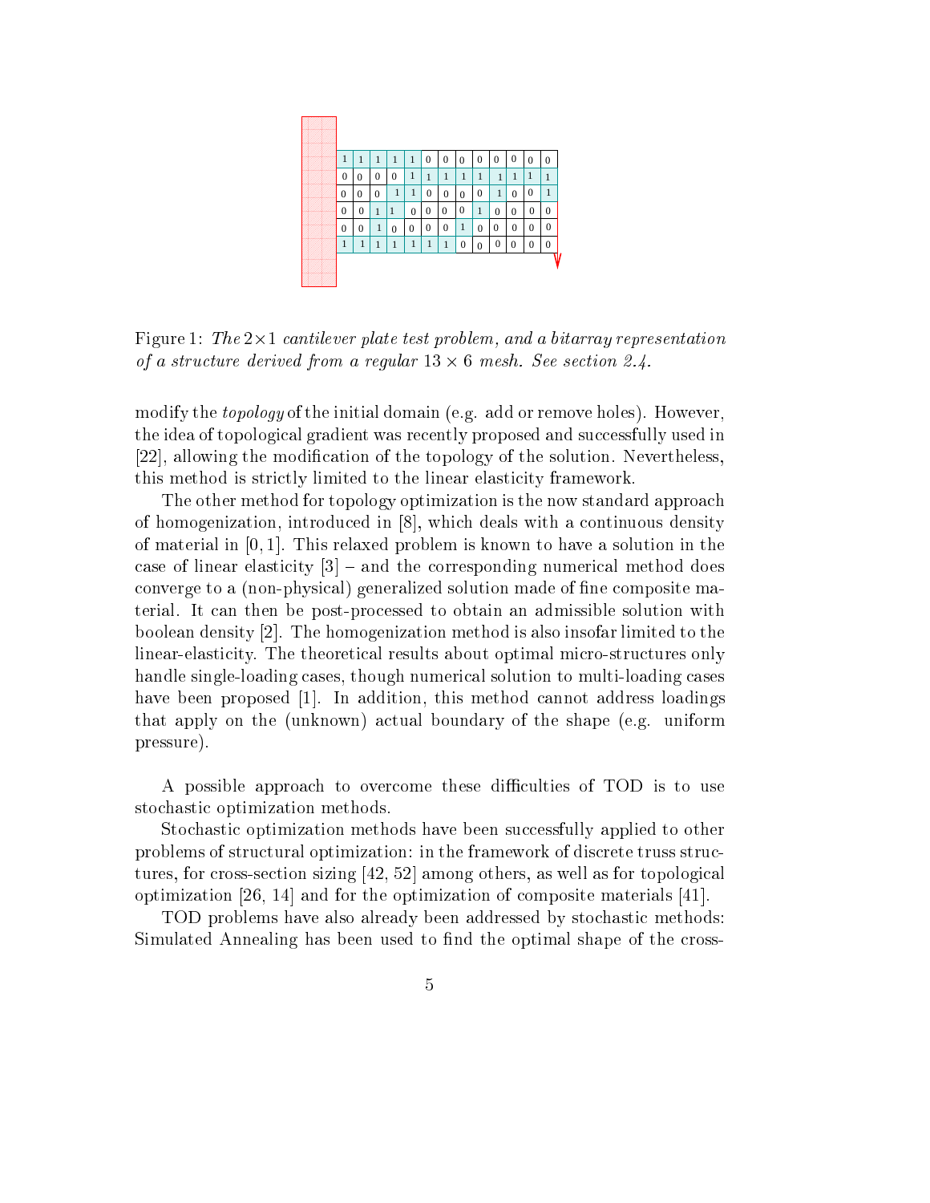| 1 | 1 | 1 | 1 | 1 | 0 | 0 | 0 | 0 | 0 | 0 | 0 | 0 |
|---|---|---|---|---|---|---|---|---|---|---|---|---|
| 0 | 0 | 0 | 0 | 1 | 1 | 1 | 1 | 1 | 1 | 1 | 1 | 1 |
| 0 | 0 | 0 | 1 | 1 | 0 | 0 | 0 | 0 | 1 | 0 | 0 | 1 |
| 0 | 0 | 1 | 1 | 0 | 0 | 0 | 0 | 1 | 0 | 0 | 0 | 0 |
| 0 | 0 | 1 | 0 | 0 | 0 | 0 | 1 | 0 | 0 | 0 | 0 | 0 |
| 1 | 1 | 1 | 1 | 1 | 1 | 1 | 0 | 0 | 0 | 0 | 0 | 0 |

Figure 1: *The* $2\times 1$ *cantilever plate test problem, and a bitarray representation of a structure derived from a regular* $13 \times 6$ *mesh. See section 2.4.*

modify the *topology* of the initial domain (e.g. add or remove holes). However, the idea of topological gradient was recently proposed and successfully used in [22], allowing the modification of the topology of the solution. Nevertheless, this method is strictly limited to the linear elasticity framework.

The other method for topology optimization is the now standard approach of homogenization, introduced in [8], which deals with a continuous density of material in $[0, 1]$. This relaxed problem is known to have a solution in the case of linear elasticity [3] – and the corresponding numerical method does converge to a (non-physical) generalized solution made of fine composite material. It can then be post-processed to obtain an admissible solution with boolean density [2]. The homogenization method is also insofar limited to the linear-elasticity. The theoretical results about optimal micro-structures only handle single-loading cases, though numerical solution to multi-loading cases have been proposed [1]. In addition, this method cannot address loadings that apply on the (unknown) actual boundary of the shape (e.g. uniform pressure).

A possible approach to overcome these difficulties of TOD is to use stochastic optimization methods.

Stochastic optimization methods have been successfully applied to other problems of structural optimization: in the framework of discrete truss structures, for cross-section sizing [42, 52] among others, as well as for topological optimization [26, 14] and for the optimization of composite materials [41].

TOD problems have also already been addressed by stochastic methods: Simulated Annealing has been used to find the optimal shape of the cross-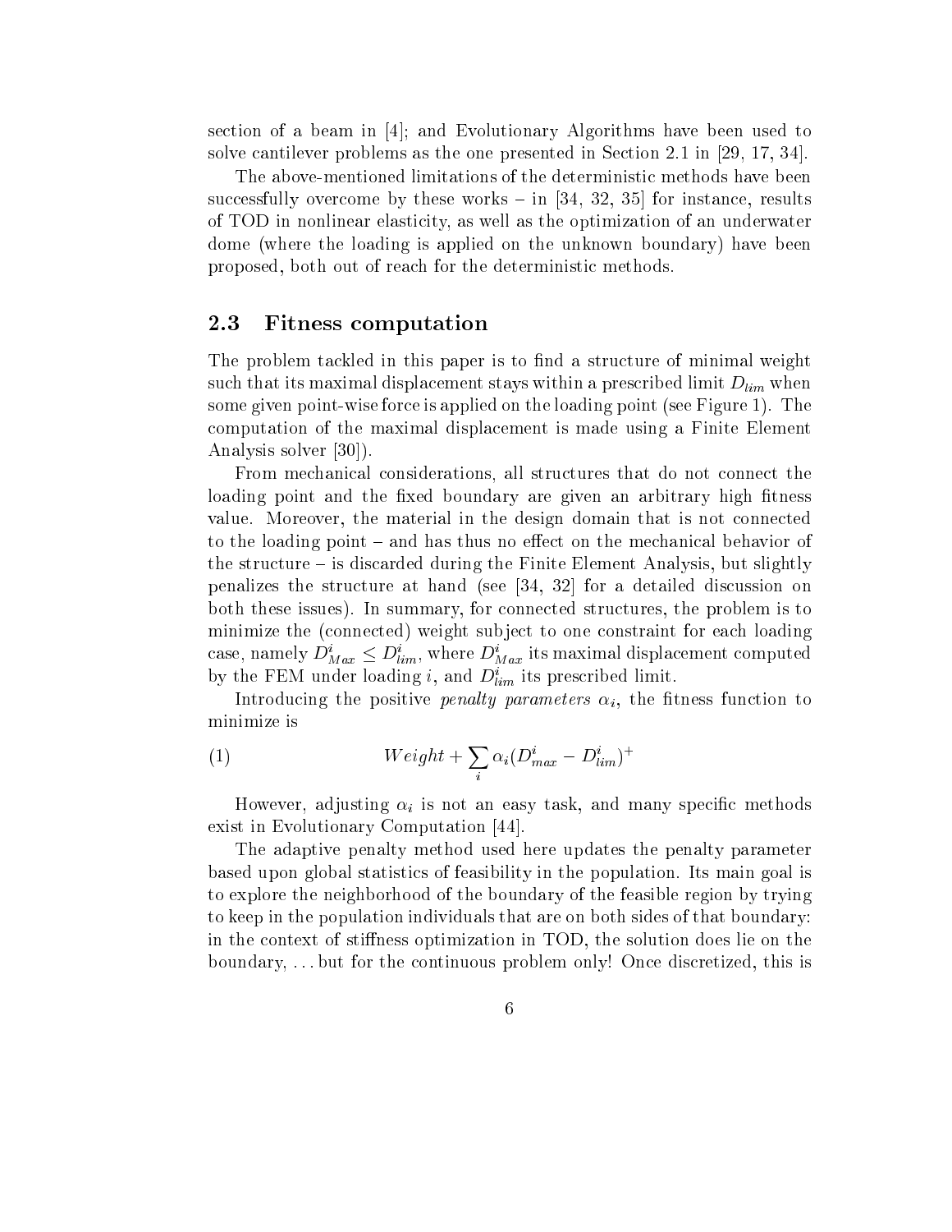section of a beam in [4]; and Evolutionary Algorithms have been used to solve cantilever problems as the one presented in Section 2.1 in [29, 17, 34].

The above-mentioned limitations of the deterministic methods have been successfully overcome by these works – in [34, 32, 35] for instance, results of TOD in nonlinear elasticity, as well as the optimization of an underwater dome (where the loading is applied on the unknown boundary) have been proposed, both out of reach for the deterministic methods.

## 2.3 Fitness computation

The problem tackled in this paper is to find a structure of minimal weight such that its maximal displacement stays within a prescribed limit $D_{lim}$ when some given point-wise force is applied on the loading point (see Figure 1). The computation of the maximal displacement is made using a Finite Element Analysis solver [30]).

From mechanical considerations, all structures that do not connect the loading point and the fixed boundary are given an arbitrary high fitness value. Moreover, the material in the design domain that is not connected to the loading point – and has thus no effect on the mechanical behavior of the structure – is discarded during the Finite Element Analysis, but slightly penalizes the structure at hand (see [34, 32] for a detailed discussion on both these issues). In summary, for connected structures, the problem is to minimize the (connected) weight subject to one constraint for each loading case, namely $D^i_{Max} \leq D^i_{lim}$, where $D^i_{Max}$ its maximal displacement computed by the FEM under loading $i$, and $D^i_{lim}$ its prescribed limit.

Introducing the positive *penalty parameters* $\alpha_i$, the fitness function to minimize is

$$Weight + \sum_i \alpha_i (D^i_{max} - D^i_{lim})^+ \tag{1}$$

However, adjusting $\alpha_i$ is not an easy task, and many specific methods exist in Evolutionary Computation [44].

The adaptive penalty method used here updates the penalty parameter based upon global statistics of feasibility in the population. Its main goal is to explore the neighborhood of the boundary of the feasible region by trying to keep in the population individuals that are on both sides of that boundary: in the context of stiffness optimization in TOD, the solution does lie on the boundary, ... but for the continuous problem only! Once discretized, this is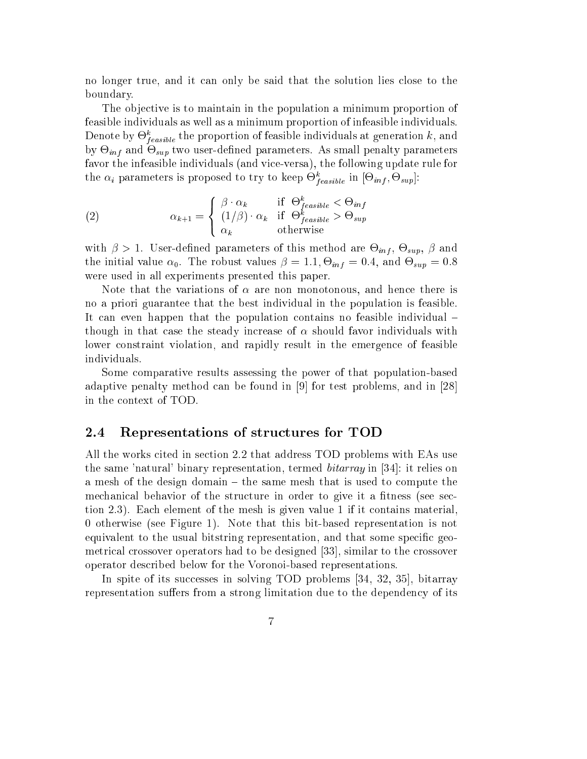no longer true, and it can only be said that the solution lies close to the boundary.

The objective is to maintain in the population a minimum proportion of feasible individuals as well as a minimum proportion of infeasible individuals. Denote by $\Theta^k_{feasible}$ the proportion of feasible individuals at generation $k$, and by $\Theta_{inf}$ and $\Theta_{sup}$ two user-defined parameters. As small penalty parameters favor the infeasible individuals (and vice-versa), the following update rule for the $\alpha_i$ parameters is proposed to try to keep $\Theta^k_{feasible}$ in $[\Theta_{inf}, \Theta_{sup}]$:

$$\alpha_{k+1} = \begin{cases} \beta \cdot \alpha_k & \text{if } \Theta^k_{feasible} < \Theta_{inf} \\ (1/\beta) \cdot \alpha_k & \text{if } \Theta^k_{feasible} > \Theta_{sup} \\ \alpha_k & \text{otherwise} \end{cases} \tag{2}$$

with $\beta > 1$. User-defined parameters of this method are $\Theta_{inf}$, $\Theta_{sup}$, $\beta$ and the initial value $\alpha_0$. The robust values $\beta = 1.1, \Theta_{inf} = 0.4$, and $\Theta_{sup} = 0.8$ were used in all experiments presented this paper.

Note that the variations of $\alpha$ are non monotonous, and hence there is no a priori guarantee that the best individual in the population is feasible. It can even happen that the population contains no feasible individual – though in that case the steady increase of $\alpha$ should favor individuals with lower constraint violation, and rapidly result in the emergence of feasible individuals.

Some comparative results assessing the power of that population-based adaptive penalty method can be found in [9] for test problems, and in [28] in the context of TOD.

## 2.4 Representations of structures for TOD

All the works cited in section 2.2 that address TOD problems with EAs use the same 'natural' binary representation, termed *bitarray* in [34]: it relies on a mesh of the design domain – the same mesh that is used to compute the mechanical behavior of the structure in order to give it a fitness (see section 2.3). Each element of the mesh is given value 1 if it contains material, 0 otherwise (see Figure 1). Note that this bit-based representation is not equivalent to the usual bitstring representation, and that some specific geometrical crossover operators had to be designed [33], similar to the crossover operator described below for the Voronoi-based representations.

In spite of its successes in solving TOD problems [34, 32, 35], bitarray representation suffers from a strong limitation due to the dependency of its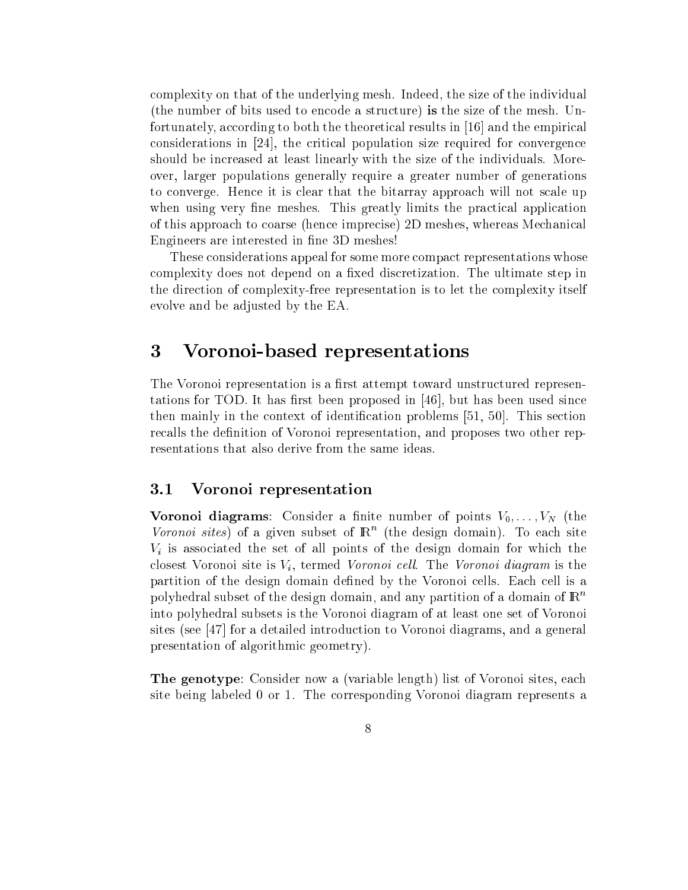complexity on that of the underlying mesh. Indeed, the size of the individual (the number of bits used to encode a structure) **is** the size of the mesh. Unfortunately, according to both the theoretical results in [16] and the empirical considerations in [24], the critical population size required for convergence should be increased at least linearly with the size of the individuals. Moreover, larger populations generally require a greater number of generations to converge. Hence it is clear that the bitarray approach will not scale up when using very fine meshes. This greatly limits the practical application of this approach to coarse (hence imprecise) 2D meshes, whereas Mechanical Engineers are interested in fine 3D meshes!

These considerations appeal for some more compact representations whose complexity does not depend on a fixed discretization. The ultimate step in the direction of complexity-free representation is to let the complexity itself evolve and be adjusted by the EA.

# 3 Voronoi-based representations

The Voronoi representation is a first attempt toward unstructured representations for TOD. It has first been proposed in [46], but has been used since then mainly in the context of identification problems [51, 50]. This section recalls the definition of Voronoi representation, and proposes two other representations that also derive from the same ideas.

## 3.1 Voronoi representation

**Voronoi diagrams**: Consider a finite number of points $V_0, \ldots, V_N$ (the *Voronoi sites*) of a given subset of $\mathbb{R}^n$ (the design domain). To each site $V_i$ is associated the set of all points of the design domain for which the closest Voronoi site is $V_i$, termed *Voronoi cell*. The *Voronoi diagram* is the partition of the design domain defined by the Voronoi cells. Each cell is a polyhedral subset of the design domain, and any partition of a domain of $\mathbb{R}^n$ into polyhedral subsets is the Voronoi diagram of at least one set of Voronoi sites (see [47] for a detailed introduction to Voronoi diagrams, and a general presentation of algorithmic geometry).

**The genotype**: Consider now a (variable length) list of Voronoi sites, each site being labeled 0 or 1. The corresponding Voronoi diagram represents a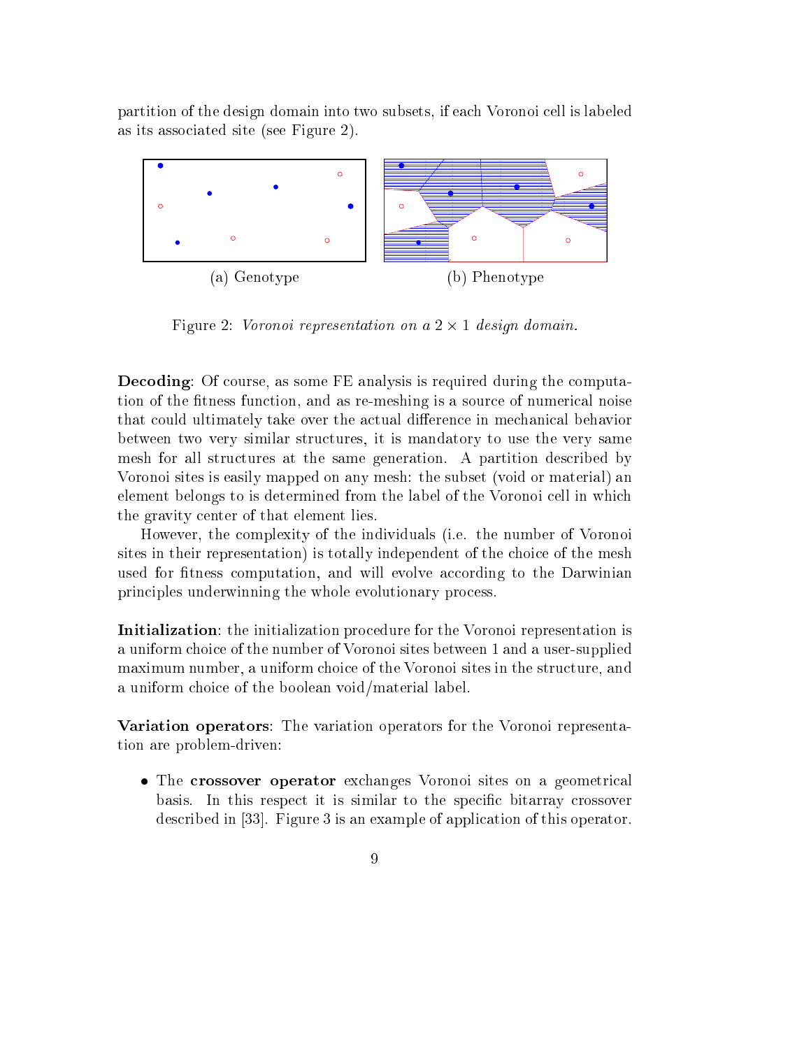partition of the design domain into two subsets, if each Voronoi cell is labeled as its associated site (see Figure 2).

(a) Genotype (b) Phenotype

Figure 2: *Voronoi representation on a $2 \times 1$ design domain.*

**Decoding**: Of course, as some FE analysis is required during the computation of the fitness function, and as re-meshing is a source of numerical noise that could ultimately take over the actual difference in mechanical behavior between two very similar structures, it is mandatory to use the very same mesh for all structures at the same generation. A partition described by Voronoi sites is easily mapped on any mesh: the subset (void or material) an element belongs to is determined from the label of the Voronoi cell in which the gravity center of that element lies.

However, the complexity of the individuals (i.e. the number of Voronoi sites in their representation) is totally independent of the choice of the mesh used for fitness computation, and will evolve according to the Darwinian principles underwinning the whole evolutionary process.

**Initialization**: the initialization procedure for the Voronoi representation is a uniform choice of the number of Voronoi sites between 1 and a user-supplied maximum number, a uniform choice of the Voronoi sites in the structure, and a uniform choice of the boolean void/material label.

**Variation operators**: The variation operators for the Voronoi representation are problem-driven:

- The **crossover operator** exchanges Voronoi sites on a geometrical basis. In this respect it is similar to the specific bitarray crossover described in [33]. Figure 3 is an example of application of this operator.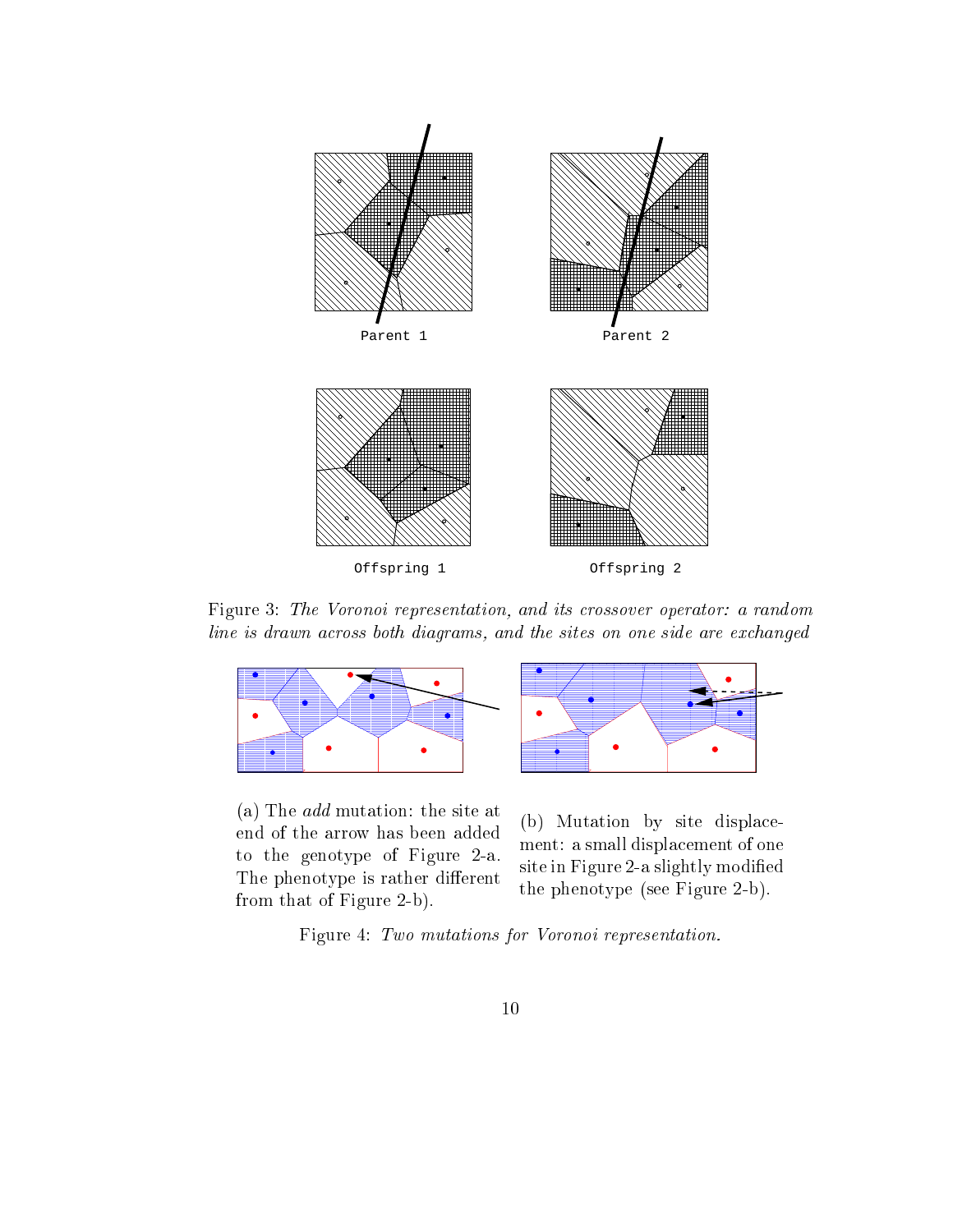Parent 1

Parent 2

Offspring 1

Offspring 2

Figure 3: *The Voronoi representation, and its crossover operator: a random line is drawn across both diagrams, and the sites on one side are exchanged*

(a) The *add* mutation: the site at end of the arrow has been added to the genotype of Figure 2-a. The phenotype is rather different from that of Figure 2-b).

(b) Mutation by site displacement: a small displacement of one site in Figure 2-a slightly modified the phenotype (see Figure 2-b).

Figure 4: *Two mutations for Voronoi representation.*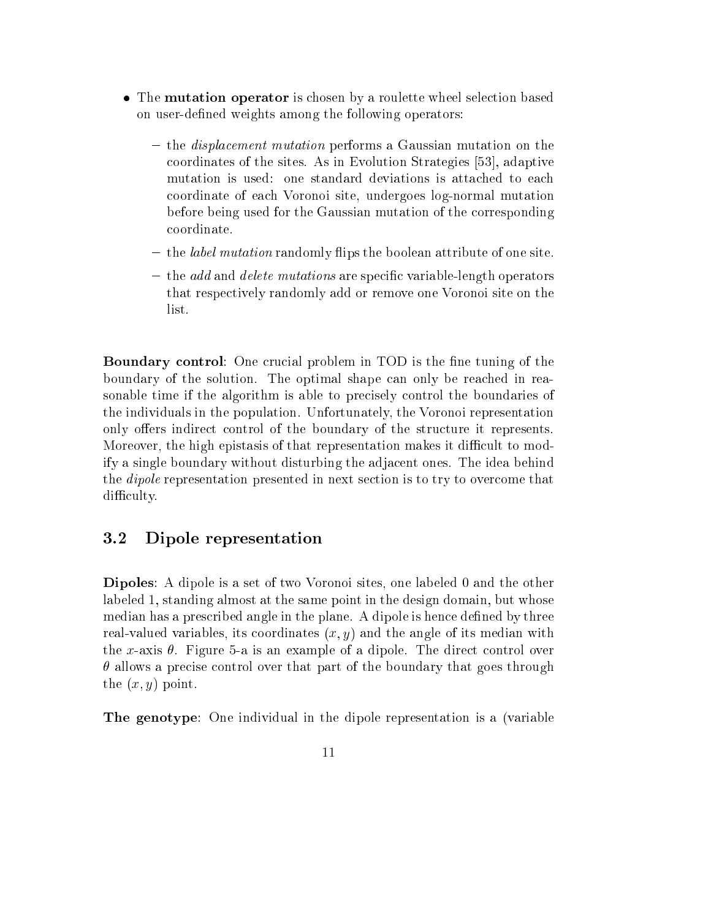- The **mutation operator** is chosen by a roulette wheel selection based on user-defined weights among the following operators:
  - the *displacement mutation* performs a Gaussian mutation on the coordinates of the sites. As in Evolution Strategies [53], adaptive mutation is used: one standard deviations is attached to each coordinate of each Voronoi site, undergoes log-normal mutation before being used for the Gaussian mutation of the corresponding coordinate.
  - the *label mutation* randomly flips the boolean attribute of one site.
  - the *add* and *delete mutations* are specific variable-length operators that respectively randomly add or remove one Voronoi site on the list.

**Boundary control**: One crucial problem in TOD is the fine tuning of the boundary of the solution. The optimal shape can only be reached in reasonable time if the algorithm is able to precisely control the boundaries of the individuals in the population. Unfortunately, the Voronoi representation only offers indirect control of the boundary of the structure it represents. Moreover, the high epistasis of that representation makes it difficult to modify a single boundary without disturbing the adjacent ones. The idea behind the *dipole* representation presented in next section is to try to overcome that difficulty.

## 3.2 Dipole representation

**Dipoles**: A dipole is a set of two Voronoi sites, one labeled 0 and the other labeled 1, standing almost at the same point in the design domain, but whose median has a prescribed angle in the plane. A dipole is hence defined by three real-valued variables, its coordinates $(x, y)$ and the angle of its median with the $x$-axis $\theta$. Figure 5-a is an example of a dipole. The direct control over $\theta$ allows a precise control over that part of the boundary that goes through the $(x, y)$ point.

**The genotype**: One individual in the dipole representation is a (variable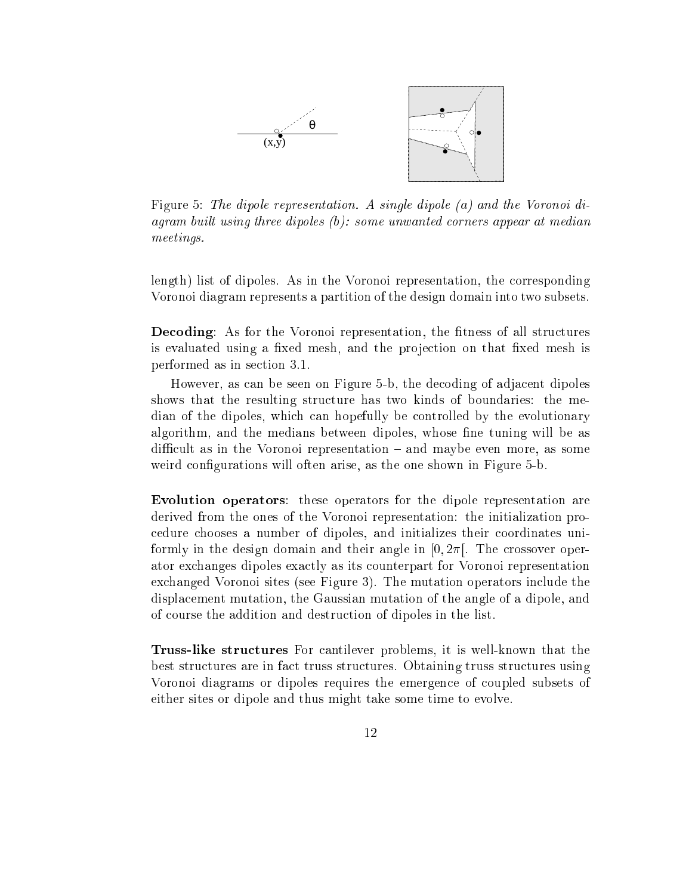Figure 5: *The dipole representation. A single dipole (a) and the Voronoi diagram built using three dipoles (b): some unwanted corners appear at median meetings.*

length) list of dipoles. As in the Voronoi representation, the corresponding Voronoi diagram represents a partition of the design domain into two subsets.

**Decoding**: As for the Voronoi representation, the fitness of all structures is evaluated using a fixed mesh, and the projection on that fixed mesh is performed as in section 3.1.

However, as can be seen on Figure 5-b, the decoding of adjacent dipoles shows that the resulting structure has two kinds of boundaries: the median of the dipoles, which can hopefully be controlled by the evolutionary algorithm, and the medians between dipoles, whose fine tuning will be as difficult as in the Voronoi representation – and maybe even more, as some weird configurations will often arise, as the one shown in Figure 5-b.

**Evolution operators**: these operators for the dipole representation are derived from the ones of the Voronoi representation: the initialization procedure chooses a number of dipoles, and initializes their coordinates uniformly in the design domain and their angle in $[0, 2\pi[$. The crossover operator exchanges dipoles exactly as its counterpart for Voronoi representation exchanged Voronoi sites (see Figure 3). The mutation operators include the displacement mutation, the Gaussian mutation of the angle of a dipole, and of course the addition and destruction of dipoles in the list.

**Truss-like structures** For cantilever problems, it is well-known that the best structures are in fact truss structures. Obtaining truss structures using Voronoi diagrams or dipoles requires the emergence of coupled subsets of either sites or dipole and thus might take some time to evolve.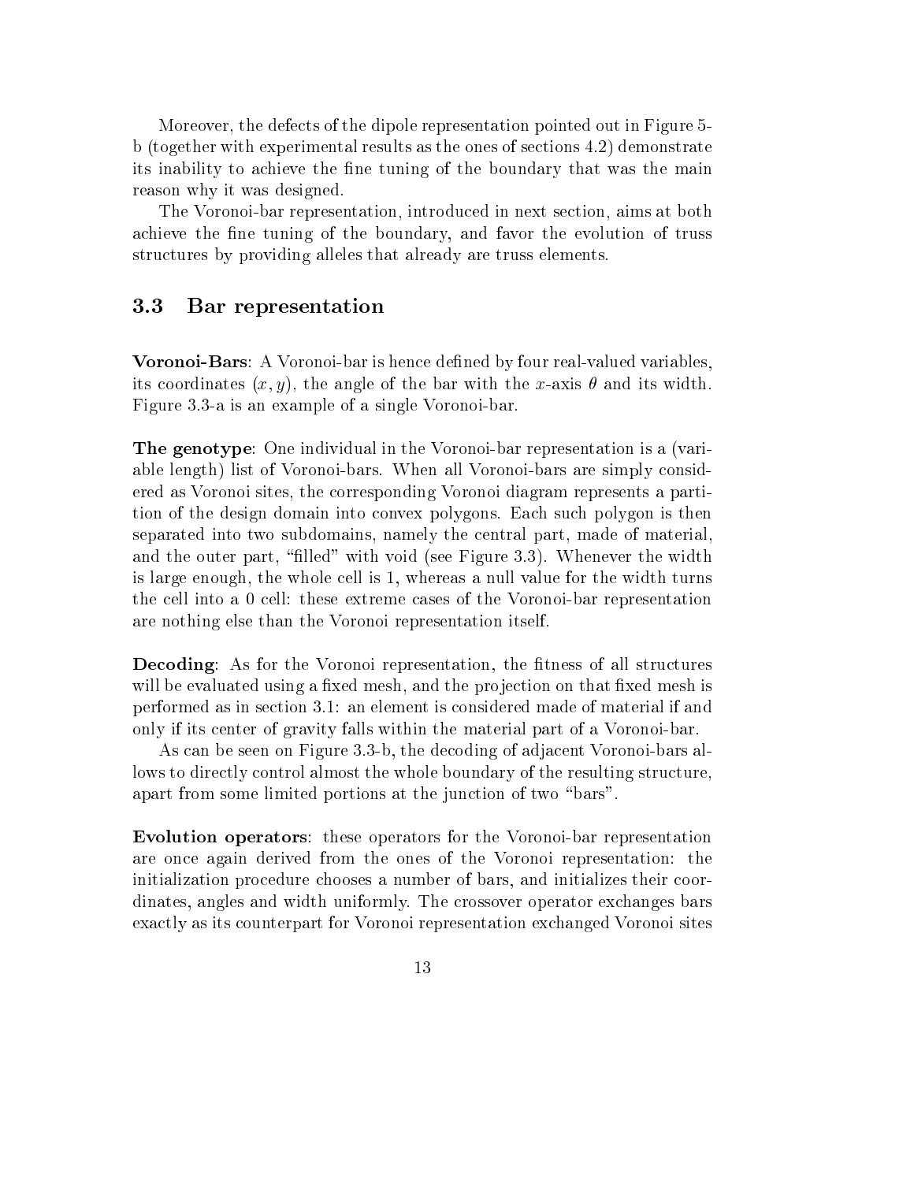Moreover, the defects of the dipole representation pointed out in Figure 5-b (together with experimental results as the ones of sections 4.2) demonstrate its inability to achieve the fine tuning of the boundary that was the main reason why it was designed.

The Voronoi-bar representation, introduced in next section, aims at both achieve the fine tuning of the boundary, and favor the evolution of truss structures by providing alleles that already are truss elements.

### 3.3 Bar representation

**Voronoi-Bars**: A Voronoi-bar is hence defined by four real-valued variables, its coordinates $(x, y)$, the angle of the bar with the $x$-axis $\theta$ and its width. Figure 3.3-a is an example of a single Voronoi-bar.

**The genotype**: One individual in the Voronoi-bar representation is a (variable length) list of Voronoi-bars. When all Voronoi-bars are simply considered as Voronoi sites, the corresponding Voronoi diagram represents a partition of the design domain into convex polygons. Each such polygon is then separated into two subdomains, namely the central part, made of material, and the outer part, "filled" with void (see Figure 3.3). Whenever the width is large enough, the whole cell is 1, whereas a null value for the width turns the cell into a 0 cell: these extreme cases of the Voronoi-bar representation are nothing else than the Voronoi representation itself.

**Decoding**: As for the Voronoi representation, the fitness of all structures will be evaluated using a fixed mesh, and the projection on that fixed mesh is performed as in section 3.1: an element is considered made of material if and only if its center of gravity falls within the material part of a Voronoi-bar.

As can be seen on Figure 3.3-b, the decoding of adjacent Voronoi-bars allows to directly control almost the whole boundary of the resulting structure, apart from some limited portions at the junction of two "bars".

**Evolution operators**: these operators for the Voronoi-bar representation are once again derived from the ones of the Voronoi representation: the initialization procedure chooses a number of bars, and initializes their coordinates, angles and width uniformly. The crossover operator exchanges bars exactly as its counterpart for Voronoi representation exchanged Voronoi sites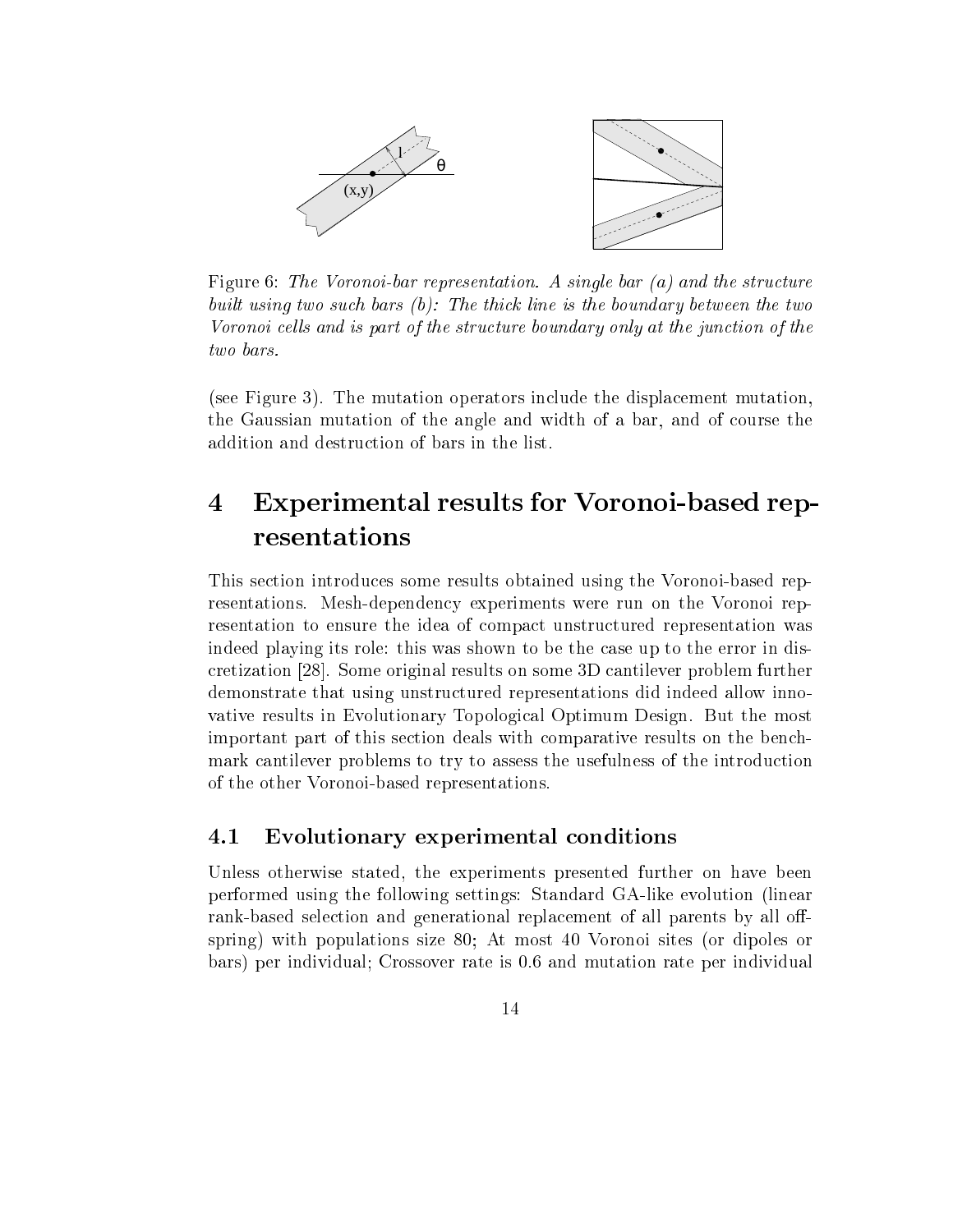Figure 6: *The Voronoi-bar representation. A single bar (a) and the structure built using two such bars (b): The thick line is the boundary between the two Voronoi cells and is part of the structure boundary only at the junction of the two bars.*

(see Figure 3). The mutation operators include the displacement mutation, the Gaussian mutation of the angle and width of a bar, and of course the addition and destruction of bars in the list.

# 4 Experimental results for Voronoi-based representations

This section introduces some results obtained using the Voronoi-based representations. Mesh-dependency experiments were run on the Voronoi representation to ensure the idea of compact unstructured representation was indeed playing its role: this was shown to be the case up to the error in discretization [28]. Some original results on some 3D cantilever problem further demonstrate that using unstructured representations did indeed allow innovative results in Evolutionary Topological Optimum Design. But the most important part of this section deals with comparative results on the benchmark cantilever problems to try to assess the usefulness of the introduction of the other Voronoi-based representations.

## 4.1 Evolutionary experimental conditions

Unless otherwise stated, the experiments presented further on have been performed using the following settings: Standard GA-like evolution (linear rank-based selection and generational replacement of all parents by all offspring) with populations size 80; At most 40 Voronoi sites (or dipoles or bars) per individual; Crossover rate is 0.6 and mutation rate per individual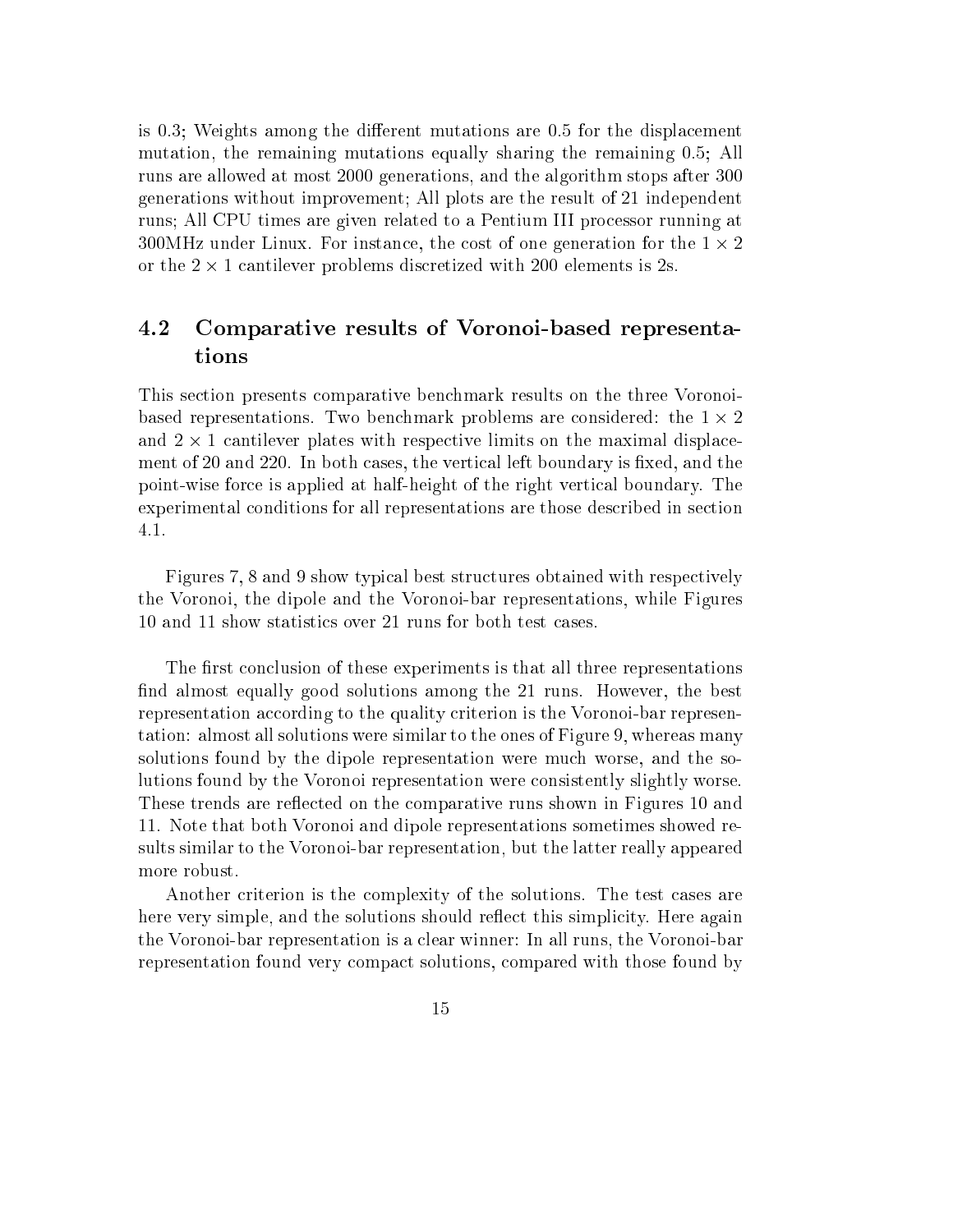is 0.3; Weights among the different mutations are 0.5 for the displacement mutation, the remaining mutations equally sharing the remaining 0.5; All runs are allowed at most 2000 generations, and the algorithm stops after 300 generations without improvement; All plots are the result of 21 independent runs; All CPU times are given related to a Pentium III processor running at 300MHz under Linux. For instance, the cost of one generation for the $1 \times 2$ or the $2 \times 1$ cantilever problems discretized with 200 elements is 2s.

## 4.2 Comparative results of Voronoi-based representations

This section presents comparative benchmark results on the three Voronoi-based representations. Two benchmark problems are considered: the $1 \times 2$ and $2 \times 1$ cantilever plates with respective limits on the maximal displacement of 20 and 220. In both cases, the vertical left boundary is fixed, and the point-wise force is applied at half-height of the right vertical boundary. The experimental conditions for all representations are those described in section 4.1.

Figures 7, 8 and 9 show typical best structures obtained with respectively the Voronoi, the dipole and the Voronoi-bar representations, while Figures 10 and 11 show statistics over 21 runs for both test cases.

The first conclusion of these experiments is that all three representations find almost equally good solutions among the 21 runs. However, the best representation according to the quality criterion is the Voronoi-bar representation: almost all solutions were similar to the ones of Figure 9, whereas many solutions found by the dipole representation were much worse, and the solutions found by the Voronoi representation were consistently slightly worse. These trends are reflected on the comparative runs shown in Figures 10 and 11. Note that both Voronoi and dipole representations sometimes showed results similar to the Voronoi-bar representation, but the latter really appeared more robust.

Another criterion is the complexity of the solutions. The test cases are here very simple, and the solutions should reflect this simplicity. Here again the Voronoi-bar representation is a clear winner: In all runs, the Voronoi-bar representation found very compact solutions, compared with those found by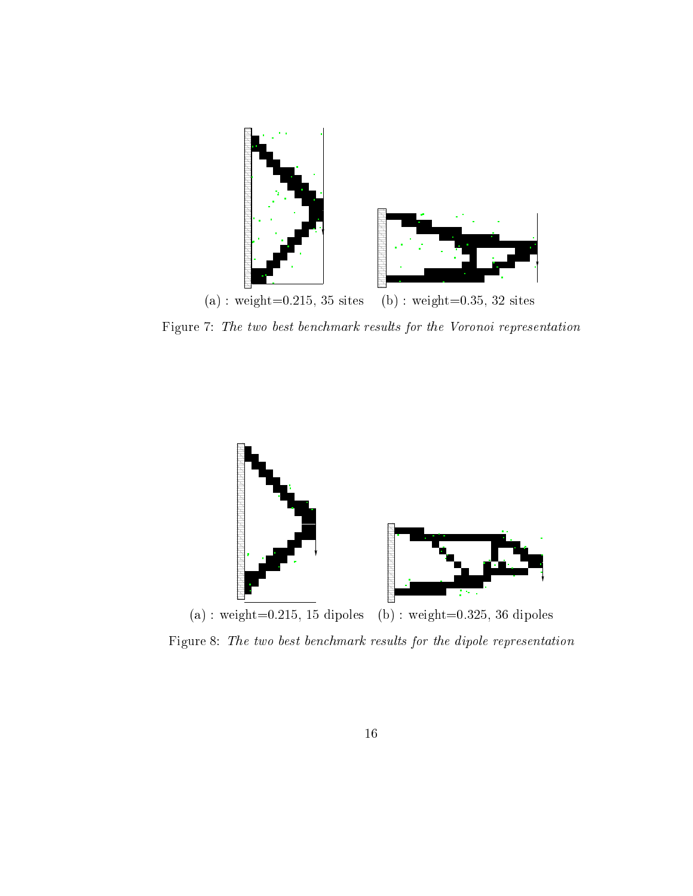(a) : weight=0.215, 35 sites (b) : weight=0.35, 32 sites

Figure 7: *The two best benchmark results for the Voronoi representation*

(a) : weight=0.215, 15 dipoles (b) : weight=0.325, 36 dipoles

Figure 8: *The two best benchmark results for the dipole representation*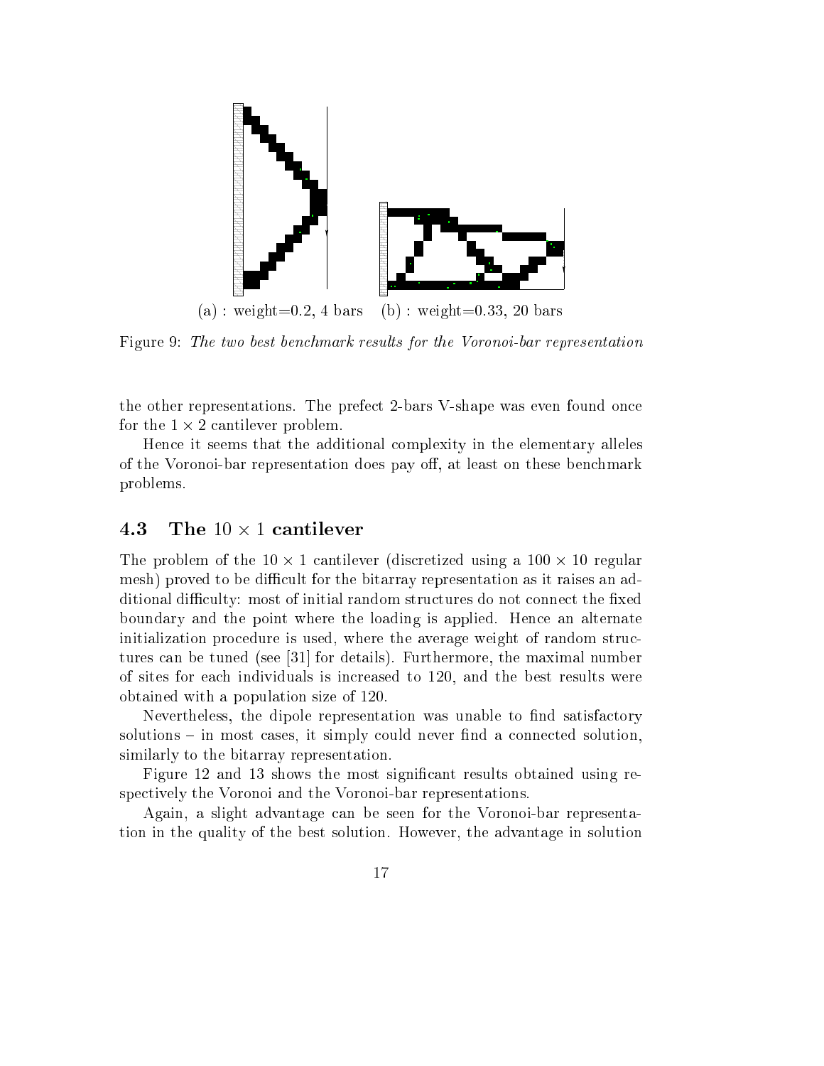(a) : weight=0.2, 4 bars    (b) : weight=0.33, 20 bars

Figure 9: *The two best benchmark results for the Voronoi-bar representation*

the other representations. The prefect 2-bars V-shape was even found once for the $1 \times 2$ cantilever problem.

Hence it seems that the additional complexity in the elementary alleles of the Voronoi-bar representation does pay off, at least on these benchmark problems.

### 4.3 The $10 \times 1$ cantilever

The problem of the $10 \times 1$ cantilever (discretized using a $100 \times 10$ regular mesh) proved to be difficult for the bitarray representation as it raises an additional difficulty: most of initial random structures do not connect the fixed boundary and the point where the loading is applied. Hence an alternate initialization procedure is used, where the average weight of random structures can be tuned (see [31] for details). Furthermore, the maximal number of sites for each individuals is increased to 120, and the best results were obtained with a population size of 120.

Nevertheless, the dipole representation was unable to find satisfactory solutions – in most cases, it simply could never find a connected solution, similarly to the bitarray representation.

Figure 12 and 13 shows the most significant results obtained using respectively the Voronoi and the Voronoi-bar representations.

Again, a slight advantage can be seen for the Voronoi-bar representation in the quality of the best solution. However, the advantage in solution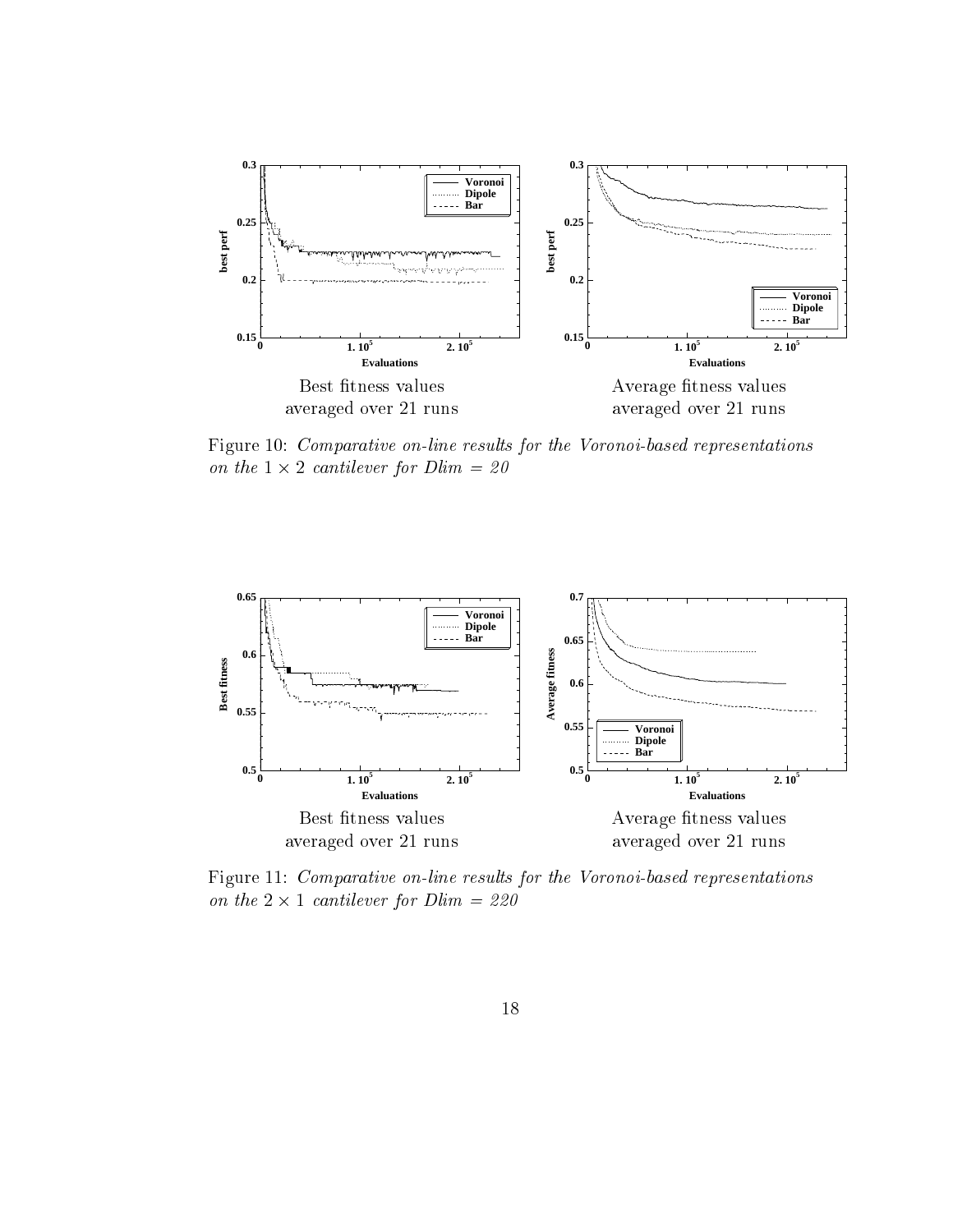Best fitness values
averaged over 21 runs

Average fitness values
averaged over 21 runs

Figure 10: *Comparative on-line results for the Voronoi-based representations on the $1 \times 2$ cantilever for Dlim = 20*

Best fitness values
averaged over 21 runs

Average fitness values
averaged over 21 runs

Figure 11: *Comparative on-line results for the Voronoi-based representations on the $2 \times 1$ cantilever for Dlim = 220*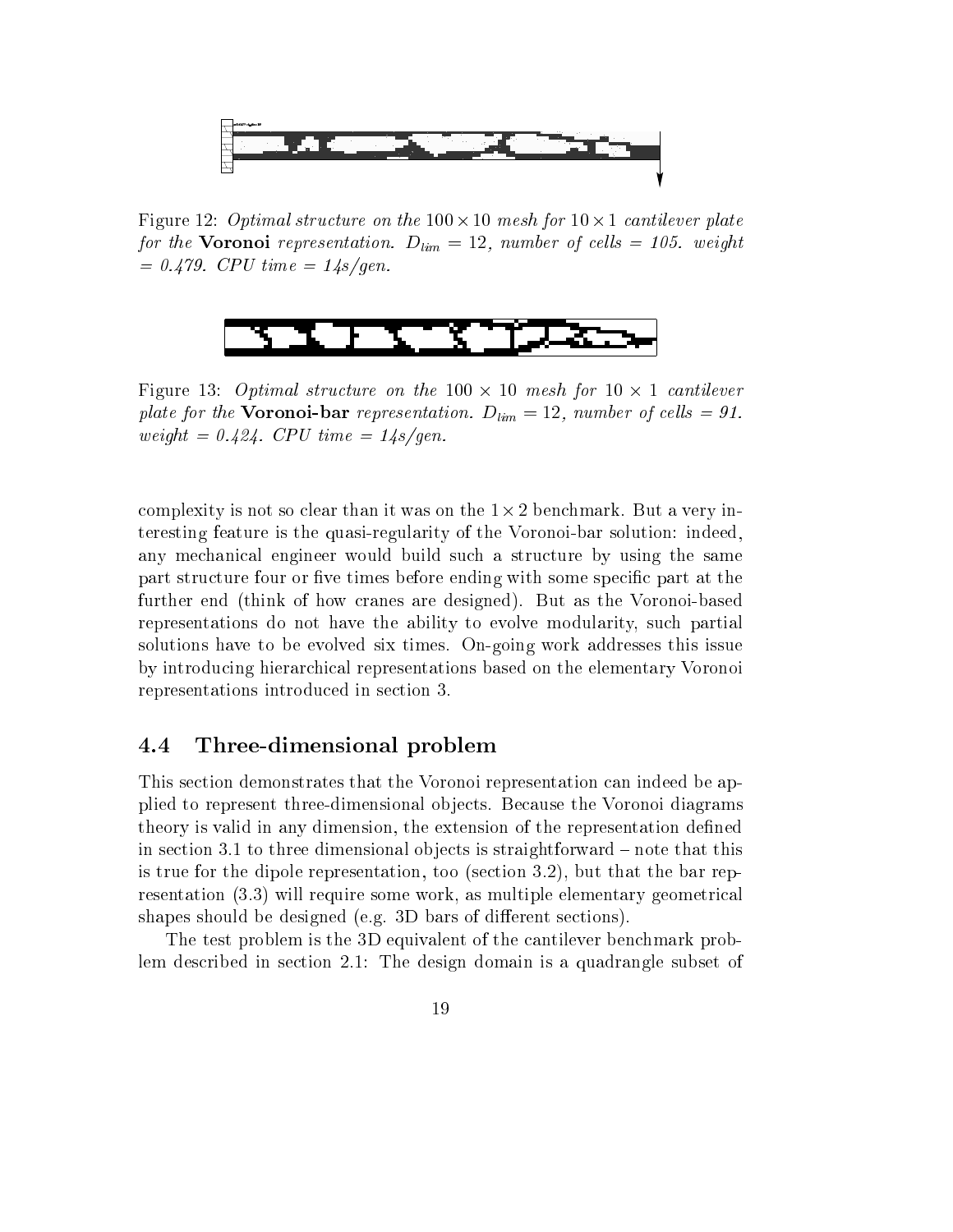Figure 12: *Optimal structure on the* $100 \times 10$ *mesh for* $10 \times 1$ *cantilever plate for the* **Voronoi** *representation.* $D_{lim} = 12$*, number of cells = 105. weight = 0.479. CPU time = 14s/gen.*

Figure 13: *Optimal structure on the* $100 \times 10$ *mesh for* $10 \times 1$ *cantilever plate for the* **Voronoi-bar** *representation.* $D_{lim} = 12$*, number of cells = 91. weight = 0.424. CPU time = 14s/gen.*

complexity is not so clear than it was on the $1 \times 2$ benchmark. But a very interesting feature is the quasi-regularity of the Voronoi-bar solution: indeed, any mechanical engineer would build such a structure by using the same part structure four or five times before ending with some specific part at the further end (think of how cranes are designed). But as the Voronoi-based representations do not have the ability to evolve modularity, such partial solutions have to be evolved six times. On-going work addresses this issue by introducing hierarchical representations based on the elementary Voronoi representations introduced in section 3.

## 4.4 Three-dimensional problem

This section demonstrates that the Voronoi representation can indeed be applied to represent three-dimensional objects. Because the Voronoi diagrams theory is valid in any dimension, the extension of the representation defined in section 3.1 to three dimensional objects is straightforward – note that this is true for the dipole representation, too (section 3.2), but that the bar representation (3.3) will require some work, as multiple elementary geometrical shapes should be designed (e.g. 3D bars of different sections).

The test problem is the 3D equivalent of the cantilever benchmark problem described in section 2.1: The design domain is a quadrangle subset of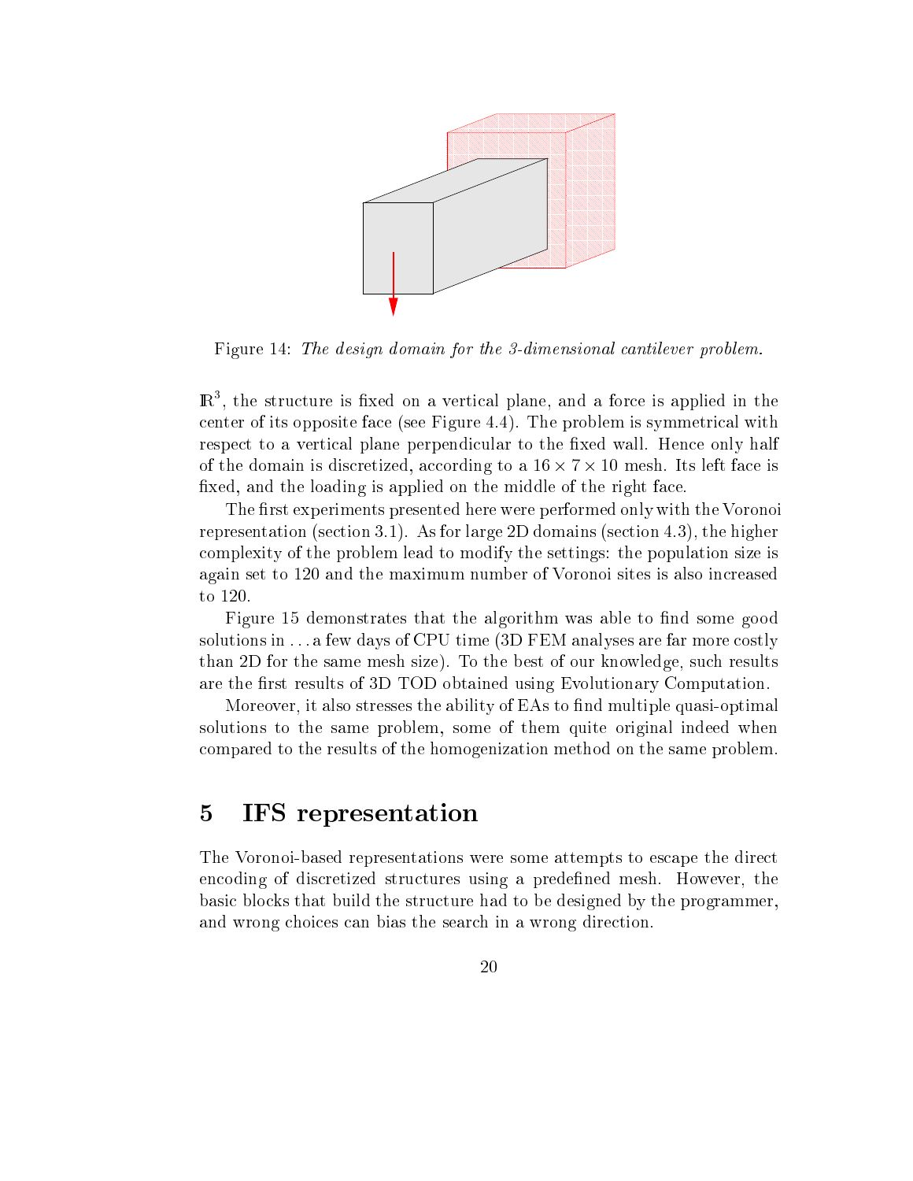Figure 14: *The design domain for the 3-dimensional cantilever problem.*

$\mathbb{R}^3$, the structure is fixed on a vertical plane, and a force is applied in the center of its opposite face (see Figure 4.4). The problem is symmetrical with respect to a vertical plane perpendicular to the fixed wall. Hence only half of the domain is discretized, according to a $16 \times 7 \times 10$ mesh. Its left face is fixed, and the loading is applied on the middle of the right face.

The first experiments presented here were performed only with the Voronoi representation (section 3.1). As for large 2D domains (section 4.3), the higher complexity of the problem lead to modify the settings: the population size is again set to 120 and the maximum number of Voronoi sites is also increased to 120.

Figure 15 demonstrates that the algorithm was able to find some good solutions in ... a few days of CPU time (3D FEM analyses are far more costly than 2D for the same mesh size). To the best of our knowledge, such results are the first results of 3D TOD obtained using Evolutionary Computation.

Moreover, it also stresses the ability of EAs to find multiple quasi-optimal solutions to the same problem, some of them quite original indeed when compared to the results of the homogenization method on the same problem.

## 5 IFS representation

The Voronoi-based representations were some attempts to escape the direct encoding of discretized structures using a predefined mesh. However, the basic blocks that build the structure had to be designed by the programmer, and wrong choices can bias the search in a wrong direction.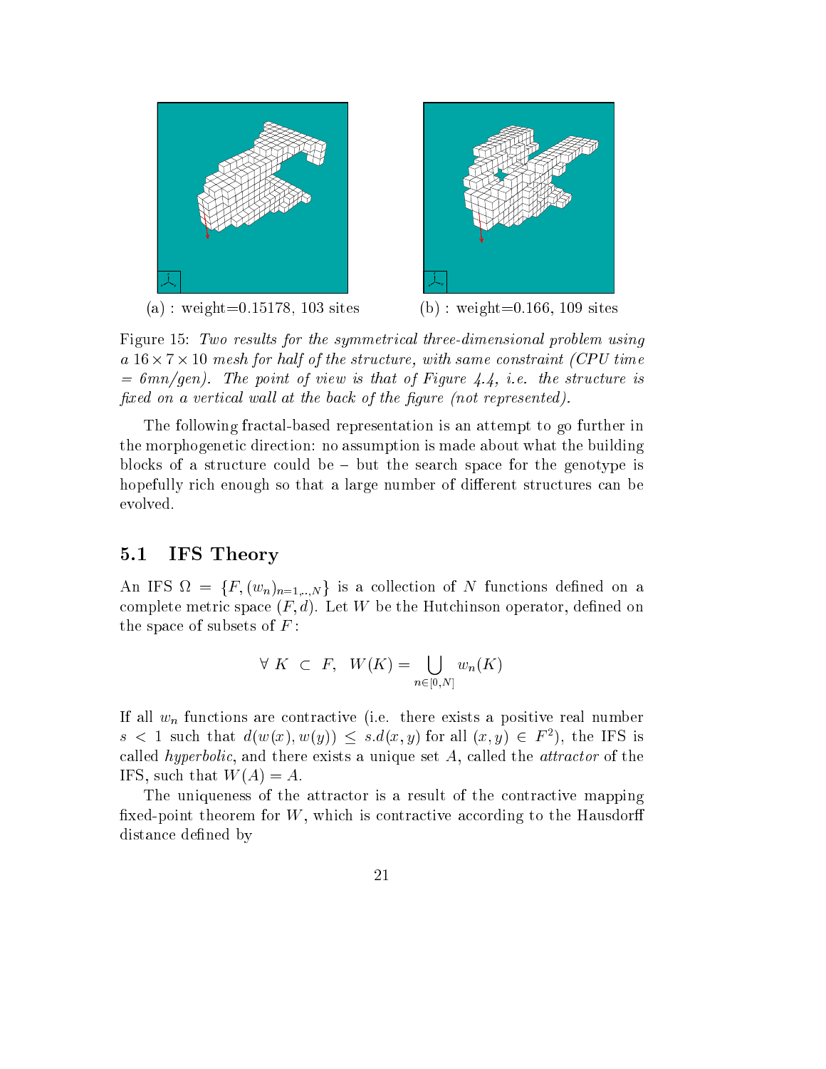(a) : weight=0.15178, 103 sites

(b) : weight=0.166, 109 sites

Figure 15: *Two results for the symmetrical three-dimensional problem using a $16 \times 7 \times 10$ mesh for half of the structure, with same constraint (CPU time = 6mn/gen). The point of view is that of Figure 4.4, i.e. the structure is fixed on a vertical wall at the back of the figure (not represented).*

The following fractal-based representation is an attempt to go further in the morphogenetic direction: no assumption is made about what the building blocks of a structure could be – but the search space for the genotype is hopefully rich enough so that a large number of different structures can be evolved.

### 5.1 IFS Theory

An IFS $\Omega = \{F, (w_n)_{n=1,..,N}\}$ is a collection of $N$ functions defined on a complete metric space $(F, d)$. Let $W$ be the Hutchinson operator, defined on the space of subsets of $F$:

$$\forall\ K\ \subset\ F,\ \ W(K) = \bigcup_{n \in [0,N]} w_n(K)$$

If all $w_n$ functions are contractive (i.e. there exists a positive real number $s < 1$ such that $d(w(x), w(y)) \leq s.d(x, y)$ for all $(x, y) \in F^2$), the IFS is called *hyperbolic*, and there exists a unique set $A$, called the *attractor* of the IFS, such that $W(A) = A$.

The uniqueness of the attractor is a result of the contractive mapping fixed-point theorem for $W$, which is contractive according to the Hausdorff distance defined by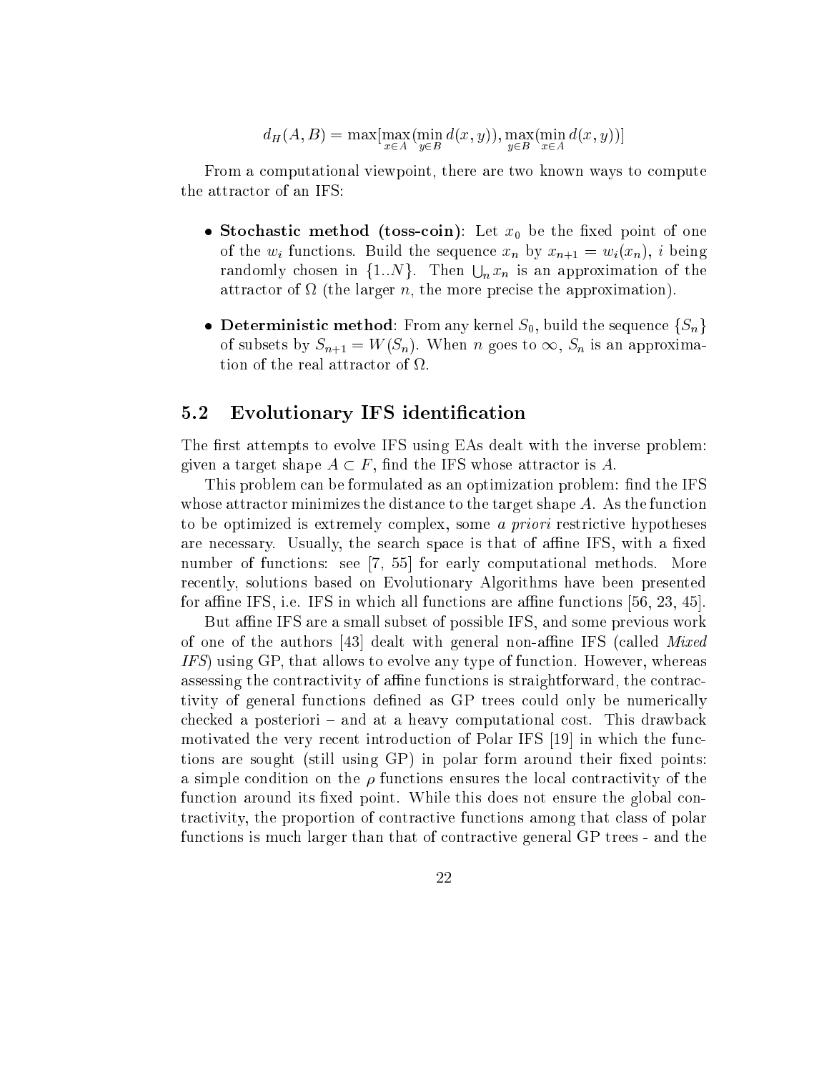$$d_H(A, B) = \max[\max_{x \in A}(\min_{y \in B} d(x, y)), \max_{y \in B}(\min_{x \in A} d(x, y))]$$

From a computational viewpoint, there are two known ways to compute the attractor of an IFS:

- **Stochastic method (toss-coin)**: Let $x_0$ be the fixed point of one of the $w_i$ functions. Build the sequence $x_n$ by $x_{n+1} = w_i(x_n)$, $i$ being randomly chosen in $\{1..N\}$. Then $\bigcup_n x_n$ is an approximation of the attractor of $\Omega$ (the larger $n$, the more precise the approximation).
- **Deterministic method**: From any kernel $S_0$, build the sequence $\{S_n\}$ of subsets by $S_{n+1} = W(S_n)$. When $n$ goes to $\infty$, $S_n$ is an approximation of the real attractor of $\Omega$.

## 5.2 Evolutionary IFS identification

The first attempts to evolve IFS using EAs dealt with the inverse problem: given a target shape $A \subset F$, find the IFS whose attractor is $A$.

This problem can be formulated as an optimization problem: find the IFS whose attractor minimizes the distance to the target shape $A$. As the function to be optimized is extremely complex, some *a priori* restrictive hypotheses are necessary. Usually, the search space is that of affine IFS, with a fixed number of functions: see [7, 55] for early computational methods. More recently, solutions based on Evolutionary Algorithms have been presented for affine IFS, i.e. IFS in which all functions are affine functions [56, 23, 45].

But affine IFS are a small subset of possible IFS, and some previous work of one of the authors [43] dealt with general non-affine IFS (called *Mixed IFS*) using GP, that allows to evolve any type of function. However, whereas assessing the contractivity of affine functions is straightforward, the contractivity of general functions defined as GP trees could only be numerically checked a posteriori – and at a heavy computational cost. This drawback motivated the very recent introduction of Polar IFS [19] in which the functions are sought (still using GP) in polar form around their fixed points: a simple condition on the $\rho$ functions ensures the local contractivity of the function around its fixed point. While this does not ensure the global contractivity, the proportion of contractive functions among that class of polar functions is much larger than that of contractive general GP trees - and the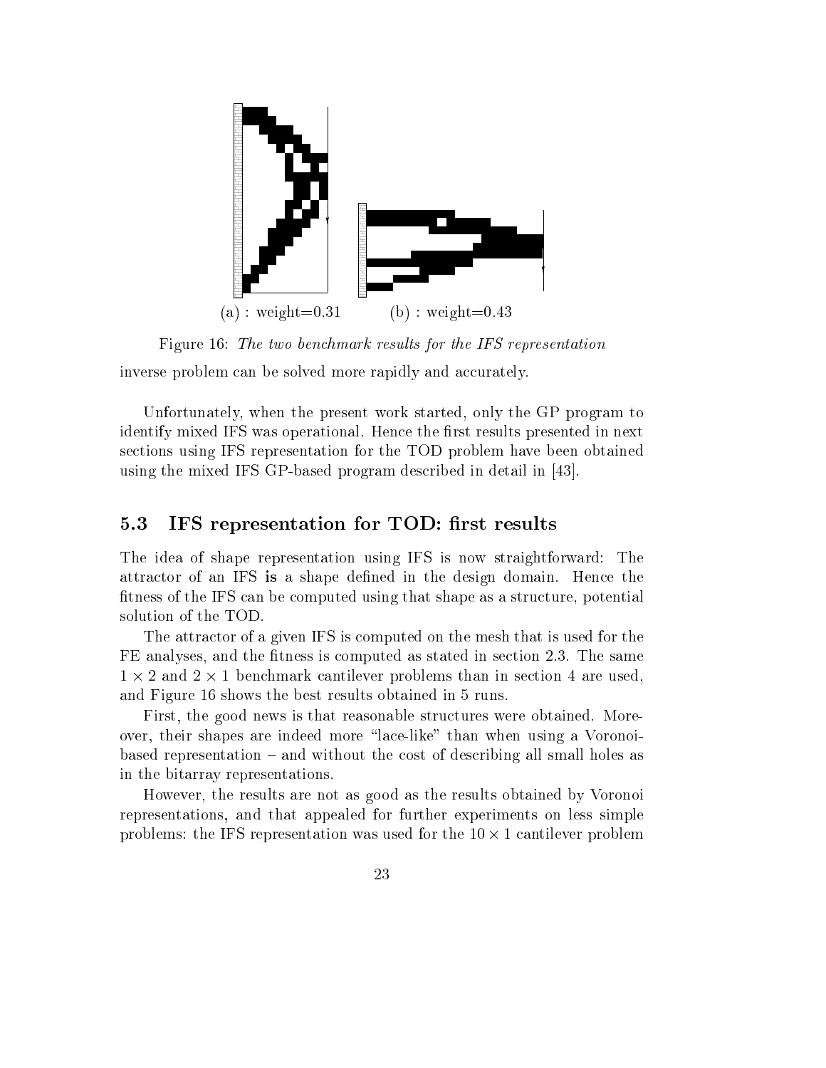(a) : weight=0.31 (b) : weight=0.43

Figure 16: *The two benchmark results for the IFS representation*

inverse problem can be solved more rapidly and accurately.

Unfortunately, when the present work started, only the GP program to identify mixed IFS was operational. Hence the first results presented in next sections using IFS representation for the TOD problem have been obtained using the mixed IFS GP-based program described in detail in [43].

## 5.3 IFS representation for TOD: first results

The idea of shape representation using IFS is now straightforward: The attractor of an IFS **is** a shape defined in the design domain. Hence the fitness of the IFS can be computed using that shape as a structure, potential solution of the TOD.

The attractor of a given IFS is computed on the mesh that is used for the FE analyses, and the fitness is computed as stated in section 2.3. The same $1 \times 2$ and $2 \times 1$ benchmark cantilever problems than in section 4 are used, and Figure 16 shows the best results obtained in 5 runs.

First, the good news is that reasonable structures were obtained. Moreover, their shapes are indeed more "lace-like" than when using a Voronoi-based representation – and without the cost of describing all small holes as in the bitarray representations.

However, the results are not as good as the results obtained by Voronoi representations, and that appealed for further experiments on less simple problems: the IFS representation was used for the $10 \times 1$ cantilever problem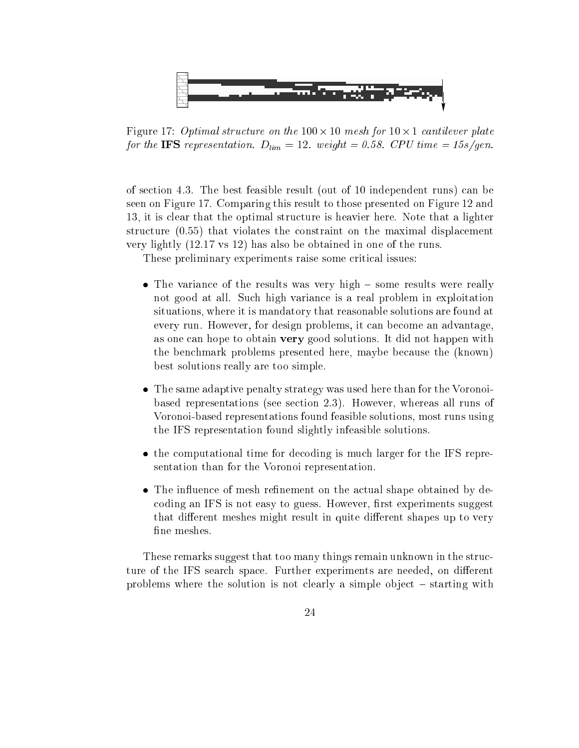Figure 17: *Optimal structure on the $100 \times 10$ mesh for $10 \times 1$ cantilever plate for the* **IFS** *representation.* $D_{lim} = 12$. *weight = 0.58. CPU time = 15s/gen.*

of section 4.3. The best feasible result (out of 10 independent runs) can be seen on Figure 17. Comparing this result to those presented on Figure 12 and 13, it is clear that the optimal structure is heavier here. Note that a lighter structure (0.55) that violates the constraint on the maximal displacement very lightly (12.17 vs 12) has also be obtained in one of the runs.

These preliminary experiments raise some critical issues:

- The variance of the results was very high – some results were really not good at all. Such high variance is a real problem in exploitation situations, where it is mandatory that reasonable solutions are found at every run. However, for design problems, it can become an advantage, as one can hope to obtain **very** good solutions. It did not happen with the benchmark problems presented here, maybe because the (known) best solutions really are too simple.
- The same adaptive penalty strategy was used here than for the Voronoi-based representations (see section 2.3). However, whereas all runs of Voronoi-based representations found feasible solutions, most runs using the IFS representation found slightly infeasible solutions.
- the computational time for decoding is much larger for the IFS representation than for the Voronoi representation.
- The influence of mesh refinement on the actual shape obtained by decoding an IFS is not easy to guess. However, first experiments suggest that different meshes might result in quite different shapes up to very fine meshes.

These remarks suggest that too many things remain unknown in the structure of the IFS search space. Further experiments are needed, on different problems where the solution is not clearly a simple object – starting with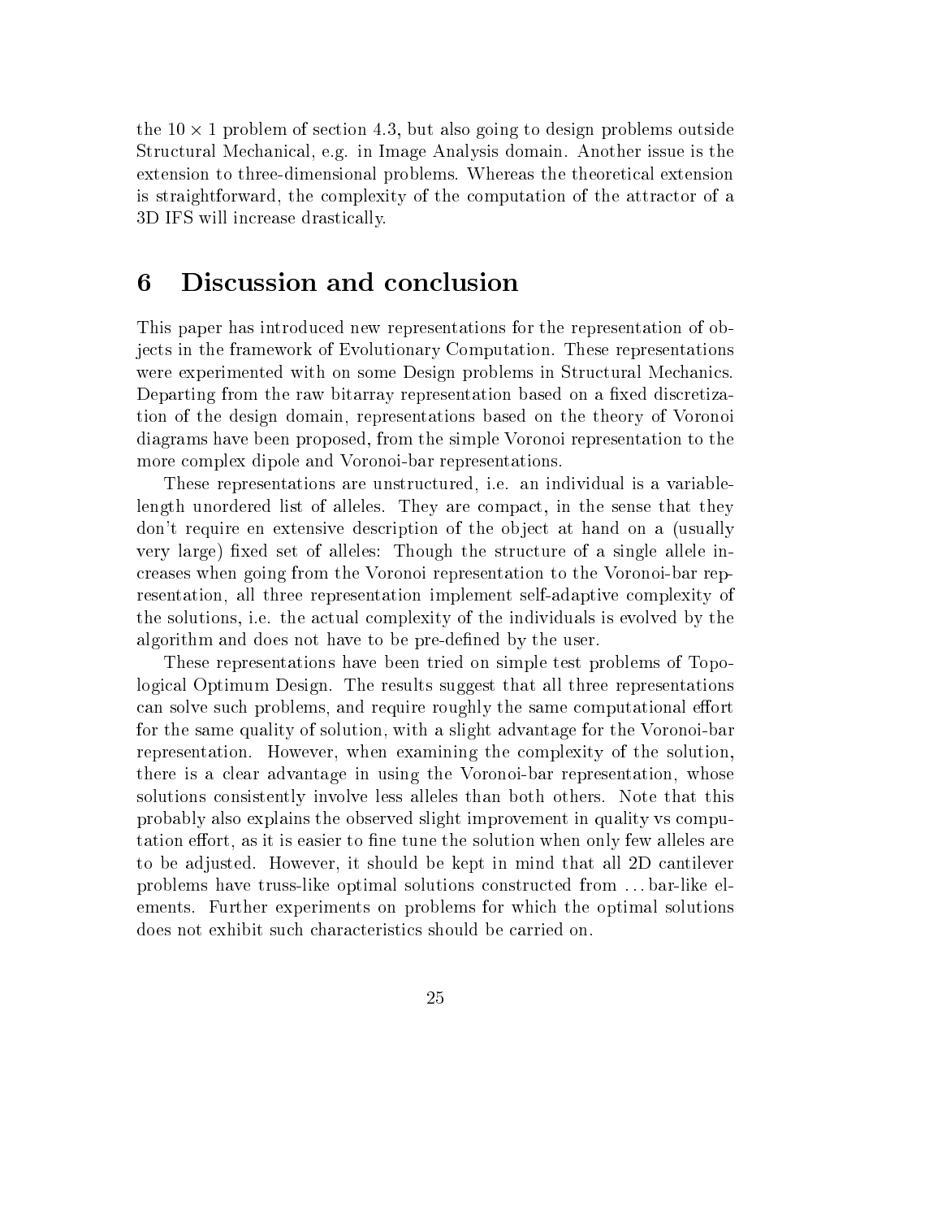the $10 \times 1$ problem of section 4.3, but also going to design problems outside Structural Mechanical, e.g. in Image Analysis domain. Another issue is the extension to three-dimensional problems. Whereas the theoretical extension is straightforward, the complexity of the computation of the attractor of a 3D IFS will increase drastically.

# 6 Discussion and conclusion

This paper has introduced new representations for the representation of objects in the framework of Evolutionary Computation. These representations were experimented with on some Design problems in Structural Mechanics. Departing from the raw bitarray representation based on a fixed discretization of the design domain, representations based on the theory of Voronoi diagrams have been proposed, from the simple Voronoi representation to the more complex dipole and Voronoi-bar representations.

These representations are unstructured, i.e. an individual is a variable-length unordered list of alleles. They are compact, in the sense that they don't require en extensive description of the object at hand on a (usually very large) fixed set of alleles: Though the structure of a single allele increases when going from the Voronoi representation to the Voronoi-bar representation, all three representation implement self-adaptive complexity of the solutions, i.e. the actual complexity of the individuals is evolved by the algorithm and does not have to be pre-defined by the user.

These representations have been tried on simple test problems of Topological Optimum Design. The results suggest that all three representations can solve such problems, and require roughly the same computational effort for the same quality of solution, with a slight advantage for the Voronoi-bar representation. However, when examining the complexity of the solution, there is a clear advantage in using the Voronoi-bar representation, whose solutions consistently involve less alleles than both others. Note that this probably also explains the observed slight improvement in quality vs computation effort, as it is easier to fine tune the solution when only few alleles are to be adjusted. However, it should be kept in mind that all 2D cantilever problems have truss-like optimal solutions constructed from ... bar-like elements. Further experiments on problems for which the optimal solutions does not exhibit such characteristics should be carried on.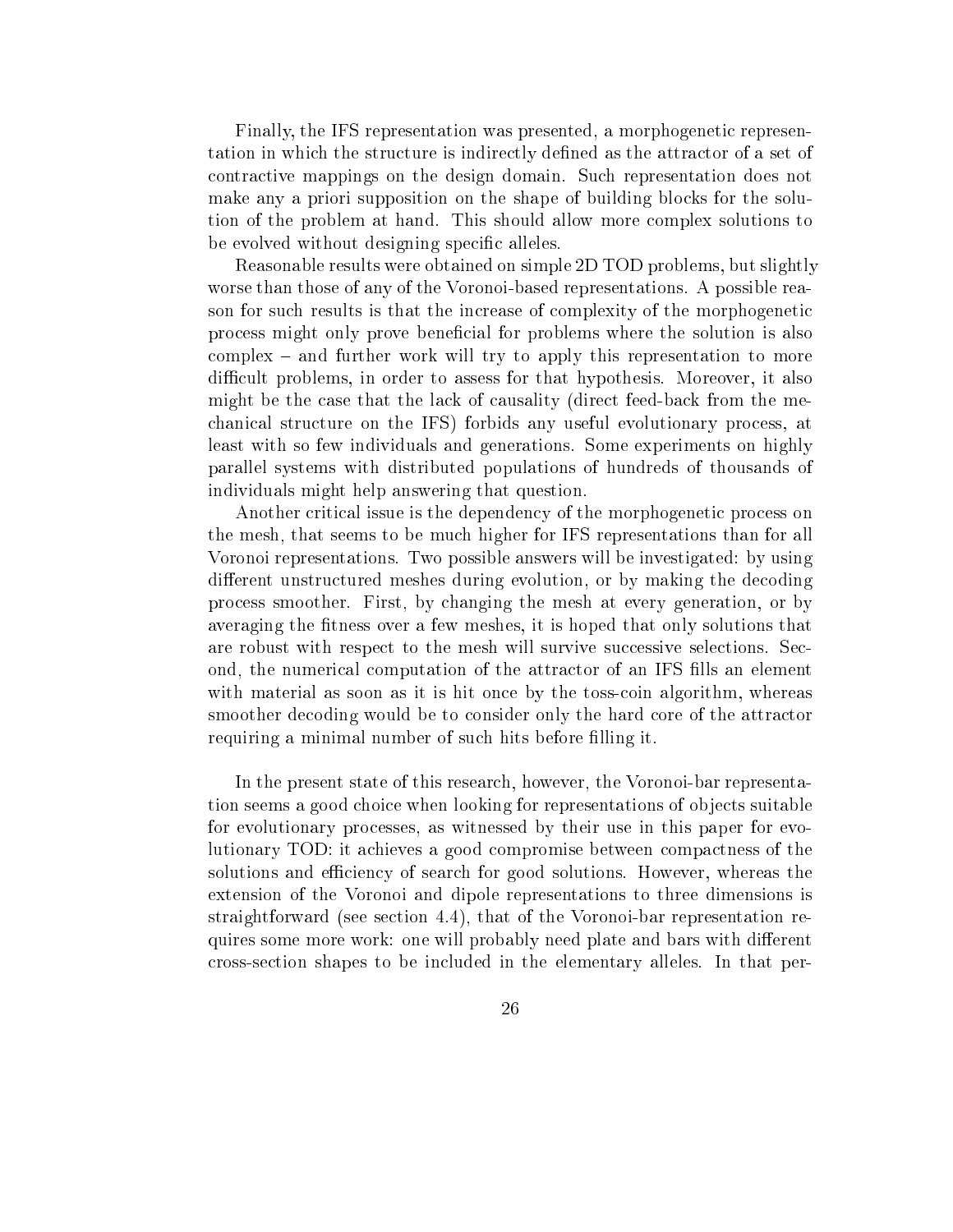Finally, the IFS representation was presented, a morphogenetic representation in which the structure is indirectly defined as the attractor of a set of contractive mappings on the design domain. Such representation does not make any a priori supposition on the shape of building blocks for the solution of the problem at hand. This should allow more complex solutions to be evolved without designing specific alleles.

Reasonable results were obtained on simple 2D TOD problems, but slightly worse than those of any of the Voronoi-based representations. A possible reason for such results is that the increase of complexity of the morphogenetic process might only prove beneficial for problems where the solution is also complex – and further work will try to apply this representation to more difficult problems, in order to assess for that hypothesis. Moreover, it also might be the case that the lack of causality (direct feed-back from the mechanical structure on the IFS) forbids any useful evolutionary process, at least with so few individuals and generations. Some experiments on highly parallel systems with distributed populations of hundreds of thousands of individuals might help answering that question.

Another critical issue is the dependency of the morphogenetic process on the mesh, that seems to be much higher for IFS representations than for all Voronoi representations. Two possible answers will be investigated: by using different unstructured meshes during evolution, or by making the decoding process smoother. First, by changing the mesh at every generation, or by averaging the fitness over a few meshes, it is hoped that only solutions that are robust with respect to the mesh will survive successive selections. Second, the numerical computation of the attractor of an IFS fills an element with material as soon as it is hit once by the toss-coin algorithm, whereas smoother decoding would be to consider only the hard core of the attractor requiring a minimal number of such hits before filling it.

In the present state of this research, however, the Voronoi-bar representation seems a good choice when looking for representations of objects suitable for evolutionary processes, as witnessed by their use in this paper for evolutionary TOD: it achieves a good compromise between compactness of the solutions and efficiency of search for good solutions. However, whereas the extension of the Voronoi and dipole representations to three dimensions is straightforward (see section 4.4), that of the Voronoi-bar representation requires some more work: one will probably need plate and bars with different cross-section shapes to be included in the elementary alleles. In that per-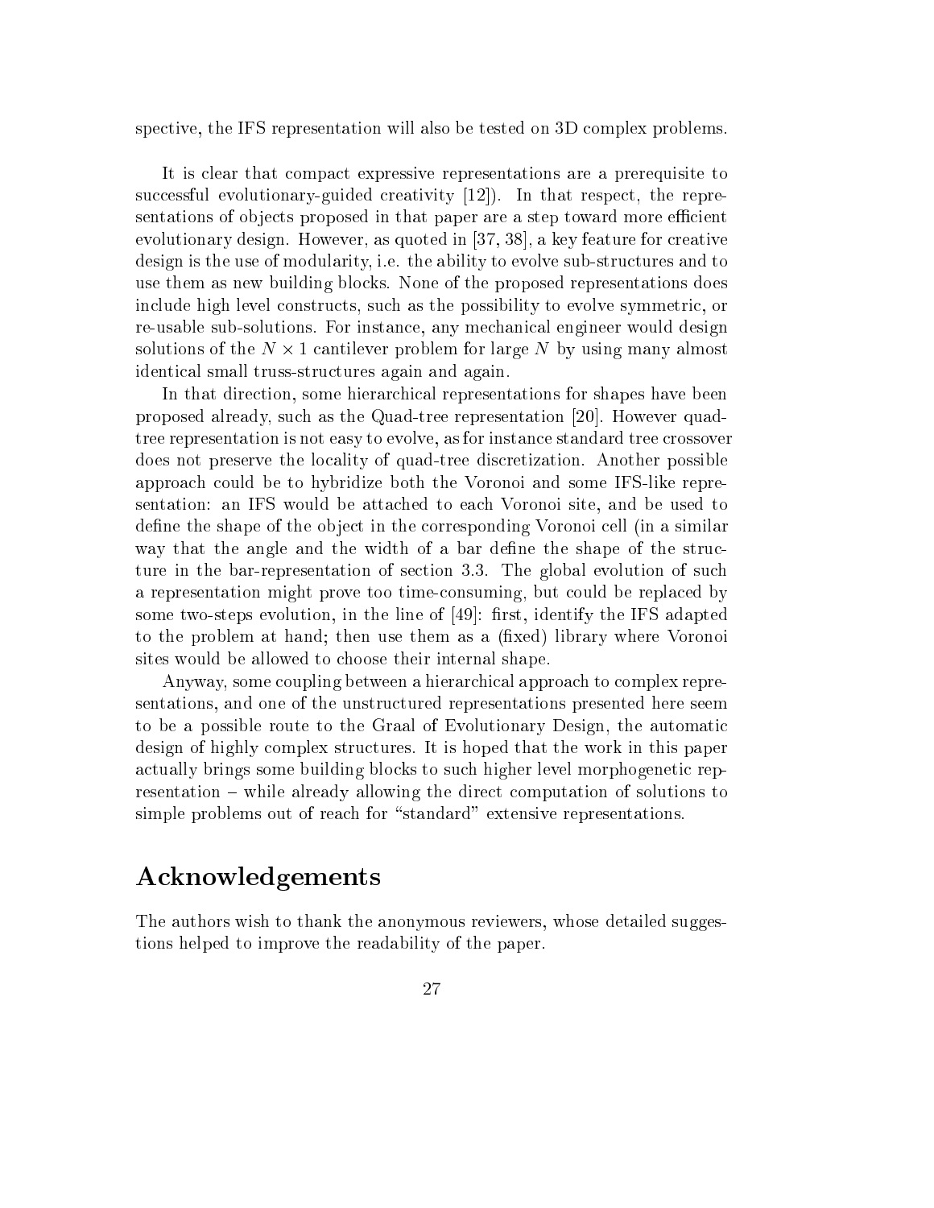spective, the IFS representation will also be tested on 3D complex problems.

It is clear that compact expressive representations are a prerequisite to successful evolutionary-guided creativity [12]). In that respect, the representations of objects proposed in that paper are a step toward more efficient evolutionary design. However, as quoted in [37, 38], a key feature for creative design is the use of modularity, i.e. the ability to evolve sub-structures and to use them as new building blocks. None of the proposed representations does include high level constructs, such as the possibility to evolve symmetric, or re-usable sub-solutions. For instance, any mechanical engineer would design solutions of the $N \times 1$ cantilever problem for large $N$ by using many almost identical small truss-structures again and again.

In that direction, some hierarchical representations for shapes have been proposed already, such as the Quad-tree representation [20]. However quad-tree representation is not easy to evolve, as for instance standard tree crossover does not preserve the locality of quad-tree discretization. Another possible approach could be to hybridize both the Voronoi and some IFS-like representation: an IFS would be attached to each Voronoi site, and be used to define the shape of the object in the corresponding Voronoi cell (in a similar way that the angle and the width of a bar define the shape of the structure in the bar-representation of section 3.3. The global evolution of such a representation might prove too time-consuming, but could be replaced by some two-steps evolution, in the line of [49]: first, identify the IFS adapted to the problem at hand; then use them as a (fixed) library where Voronoi sites would be allowed to choose their internal shape.

Anyway, some coupling between a hierarchical approach to complex representations, and one of the unstructured representations presented here seem to be a possible route to the Graal of Evolutionary Design, the automatic design of highly complex structures. It is hoped that the work in this paper actually brings some building blocks to such higher level morphogenetic representation – while already allowing the direct computation of solutions to simple problems out of reach for "standard" extensive representations.

# Acknowledgements

The authors wish to thank the anonymous reviewers, whose detailed suggestions helped to improve the readability of the paper.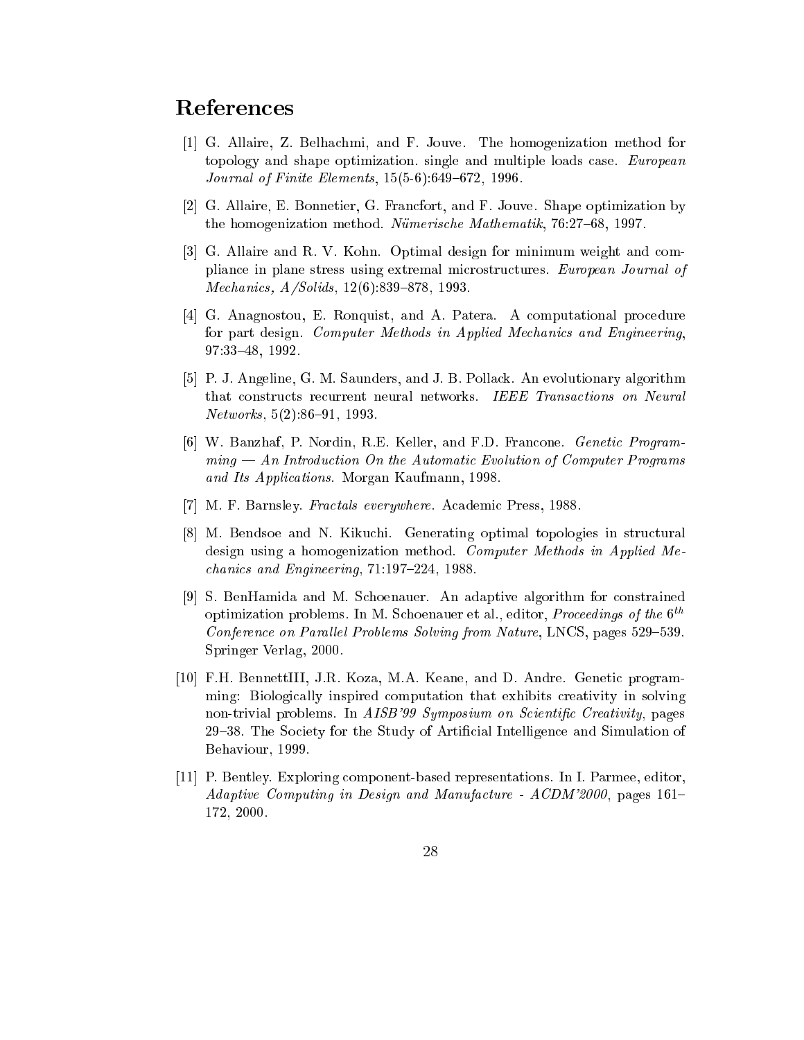# References

[1] G. Allaire, Z. Belhachmi, and F. Jouve. The homogenization method for topology and shape optimization. single and multiple loads case. *European Journal of Finite Elements*, 15(5-6):649–672, 1996.

[2] G. Allaire, E. Bonnetier, G. Francfort, and F. Jouve. Shape optimization by the homogenization method. *Nümerische Mathematik*, 76:27–68, 1997.

[3] G. Allaire and R. V. Kohn. Optimal design for minimum weight and compliance in plane stress using extremal microstructures. *European Journal of Mechanics, A/Solids*, 12(6):839–878, 1993.

[4] G. Anagnostou, E. Ronquist, and A. Patera. A computational procedure for part design. *Computer Methods in Applied Mechanics and Engineering*, 97:33–48, 1992.

[5] P. J. Angeline, G. M. Saunders, and J. B. Pollack. An evolutionary algorithm that constructs recurrent neural networks. *IEEE Transactions on Neural Networks*, 5(2):86–91, 1993.

[6] W. Banzhaf, P. Nordin, R.E. Keller, and F.D. Francone. *Genetic Programming — An Introduction On the Automatic Evolution of Computer Programs and Its Applications*. Morgan Kaufmann, 1998.

[7] M. F. Barnsley. *Fractals everywhere*. Academic Press, 1988.

[8] M. Bendsoe and N. Kikuchi. Generating optimal topologies in structural design using a homogenization method. *Computer Methods in Applied Mechanics and Engineering*, 71:197–224, 1988.

[9] S. BenHamida and M. Schoenauer. An adaptive algorithm for constrained optimization problems. In M. Schoenauer et al., editor, *Proceedings of the* $6^{th}$ *Conference on Parallel Problems Solving from Nature*, LNCS, pages 529–539. Springer Verlag, 2000.

[10] F.H. BennettIII, J.R. Koza, M.A. Keane, and D. Andre. Genetic programming: Biologically inspired computation that exhibits creativity in solving non-trivial problems. In *AISB'99 Symposium on Scientific Creativity*, pages 29–38. The Society for the Study of Artificial Intelligence and Simulation of Behaviour, 1999.

[11] P. Bentley. Exploring component-based representations. In I. Parmee, editor, *Adaptive Computing in Design and Manufacture - ACDM'2000*, pages 161–172, 2000.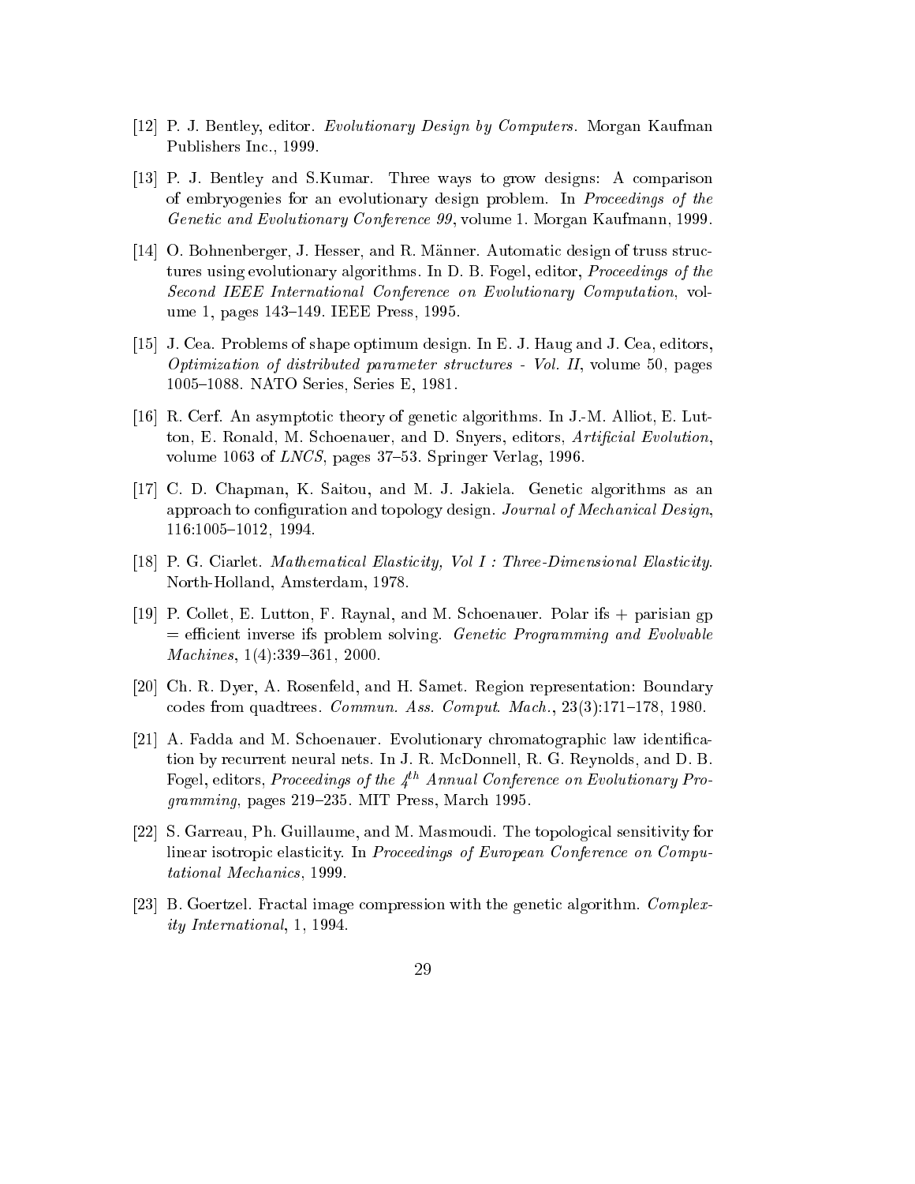[12] P. J. Bentley, editor. *Evolutionary Design by Computers*. Morgan Kaufman Publishers Inc., 1999.

[13] P. J. Bentley and S.Kumar. Three ways to grow designs: A comparison of embryogenies for an evolutionary design problem. In *Proceedings of the Genetic and Evolutionary Conference 99*, volume 1. Morgan Kaufmann, 1999.

[14] O. Bohnenberger, J. Hesser, and R. Männer. Automatic design of truss structures using evolutionary algorithms. In D. B. Fogel, editor, *Proceedings of the Second IEEE International Conference on Evolutionary Computation*, volume 1, pages 143–149. IEEE Press, 1995.

[15] J. Cea. Problems of shape optimum design. In E. J. Haug and J. Cea, editors, *Optimization of distributed parameter structures - Vol. II*, volume 50, pages 1005–1088. NATO Series, Series E, 1981.

[16] R. Cerf. An asymptotic theory of genetic algorithms. In J.-M. Alliot, E. Lutton, E. Ronald, M. Schoenauer, and D. Snyers, editors, *Artificial Evolution*, volume 1063 of *LNCS*, pages 37–53. Springer Verlag, 1996.

[17] C. D. Chapman, K. Saitou, and M. J. Jakiela. Genetic algorithms as an approach to configuration and topology design. *Journal of Mechanical Design*, 116:1005–1012, 1994.

[18] P. G. Ciarlet. *Mathematical Elasticity, Vol I : Three-Dimensional Elasticity*. North-Holland, Amsterdam, 1978.

[19] P. Collet, E. Lutton, F. Raynal, and M. Schoenauer. Polar ifs + parisian gp = efficient inverse ifs problem solving. *Genetic Programming and Evolvable Machines*, 1(4):339–361, 2000.

[20] Ch. R. Dyer, A. Rosenfeld, and H. Samet. Region representation: Boundary codes from quadtrees. *Commun. Ass. Comput. Mach.*, 23(3):171–178, 1980.

[21] A. Fadda and M. Schoenauer. Evolutionary chromatographic law identification by recurrent neural nets. In J. R. McDonnell, R. G. Reynolds, and D. B. Fogel, editors, *Proceedings of the $4^{th}$ Annual Conference on Evolutionary Programming*, pages 219–235. MIT Press, March 1995.

[22] S. Garreau, Ph. Guillaume, and M. Masmoudi. The topological sensitivity for linear isotropic elasticity. In *Proceedings of European Conference on Computational Mechanics*, 1999.

[23] B. Goertzel. Fractal image compression with the genetic algorithm. *Complexity International*, 1, 1994.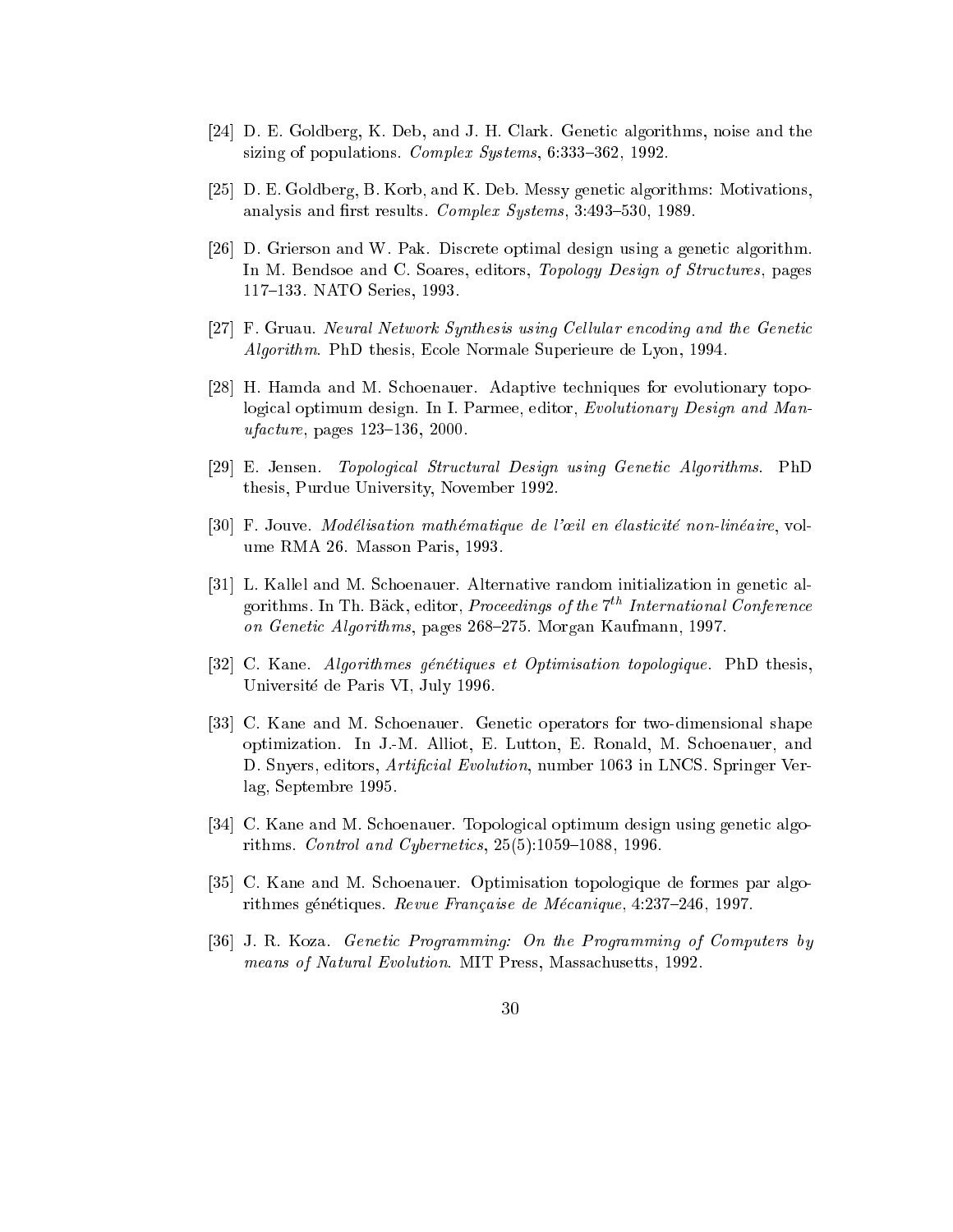[24] D. E. Goldberg, K. Deb, and J. H. Clark. Genetic algorithms, noise and the sizing of populations. *Complex Systems*, 6:333–362, 1992.

[25] D. E. Goldberg, B. Korb, and K. Deb. Messy genetic algorithms: Motivations, analysis and first results. *Complex Systems*, 3:493–530, 1989.

[26] D. Grierson and W. Pak. Discrete optimal design using a genetic algorithm. In M. Bendsoe and C. Soares, editors, *Topology Design of Structures*, pages 117–133. NATO Series, 1993.

[27] F. Gruau. *Neural Network Synthesis using Cellular encoding and the Genetic Algorithm*. PhD thesis, Ecole Normale Superieure de Lyon, 1994.

[28] H. Hamda and M. Schoenauer. Adaptive techniques for evolutionary topological optimum design. In I. Parmee, editor, *Evolutionary Design and Manufacture*, pages 123–136, 2000.

[29] E. Jensen. *Topological Structural Design using Genetic Algorithms*. PhD thesis, Purdue University, November 1992.

[30] F. Jouve. *Modélisation mathématique de l'œil en élasticité non-linéaire*, volume RMA 26. Masson Paris, 1993.

[31] L. Kallel and M. Schoenauer. Alternative random initialization in genetic algorithms. In Th. Bäck, editor, *Proceedings of the $7^{th}$ International Conference on Genetic Algorithms*, pages 268–275. Morgan Kaufmann, 1997.

[32] C. Kane. *Algorithmes génétiques et Optimisation topologique*. PhD thesis, Université de Paris VI, July 1996.

[33] C. Kane and M. Schoenauer. Genetic operators for two-dimensional shape optimization. In J.-M. Alliot, E. Lutton, E. Ronald, M. Schoenauer, and D. Snyers, editors, *Artificial Evolution*, number 1063 in LNCS. Springer Verlag, Septembre 1995.

[34] C. Kane and M. Schoenauer. Topological optimum design using genetic algorithms. *Control and Cybernetics*, 25(5):1059–1088, 1996.

[35] C. Kane and M. Schoenauer. Optimisation topologique de formes par algorithmes génétiques. *Revue Française de Mécanique*, 4:237–246, 1997.

[36] J. R. Koza. *Genetic Programming: On the Programming of Computers by means of Natural Evolution*. MIT Press, Massachusetts, 1992.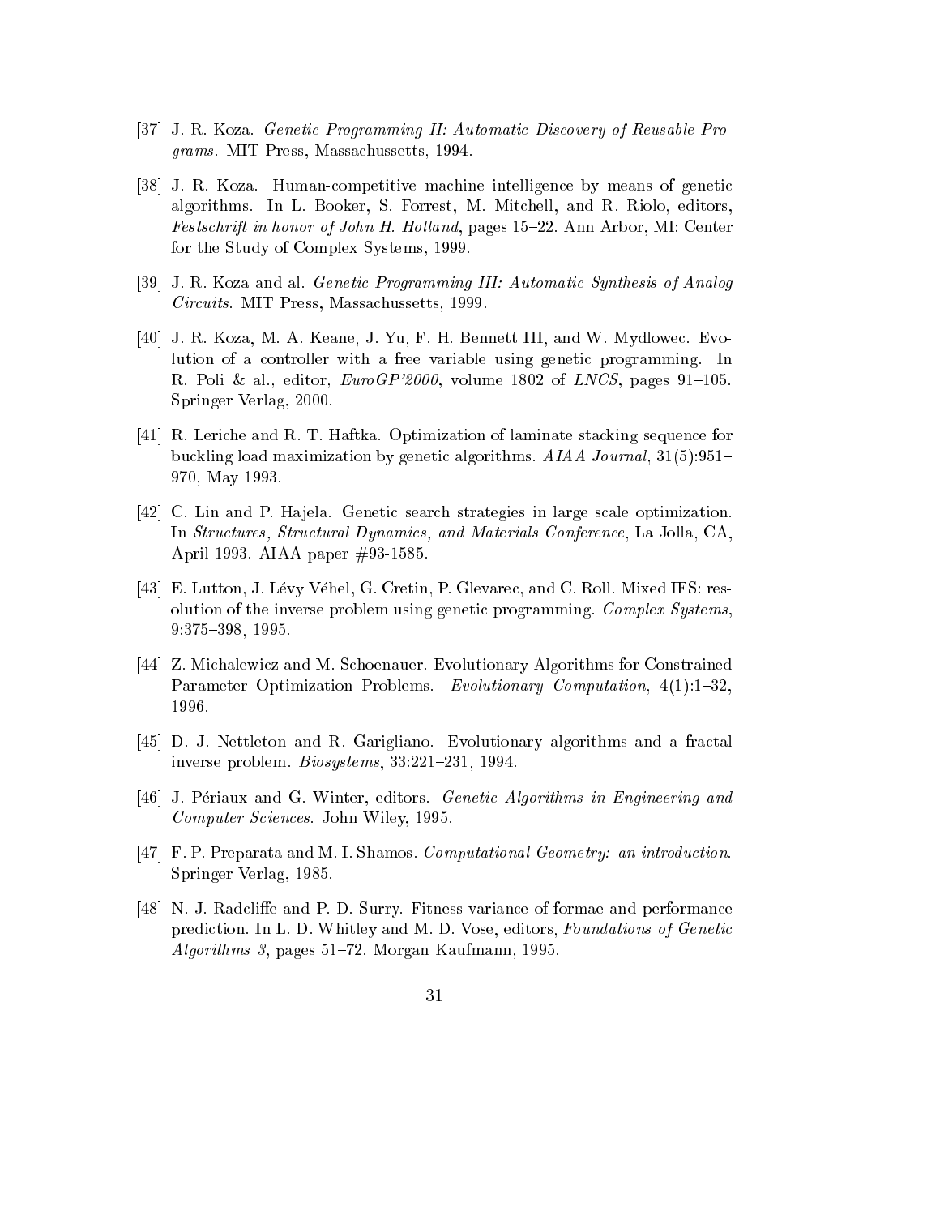[37] J. R. Koza. *Genetic Programming II: Automatic Discovery of Reusable Programs*. MIT Press, Massachussetts, 1994.

[38] J. R. Koza. Human-competitive machine intelligence by means of genetic algorithms. In L. Booker, S. Forrest, M. Mitchell, and R. Riolo, editors, *Festschrift in honor of John H. Holland*, pages 15–22. Ann Arbor, MI: Center for the Study of Complex Systems, 1999.

[39] J. R. Koza and al. *Genetic Programming III: Automatic Synthesis of Analog Circuits*. MIT Press, Massachussetts, 1999.

[40] J. R. Koza, M. A. Keane, J. Yu, F. H. Bennett III, and W. Mydlowec. Evolution of a controller with a free variable using genetic programming. In R. Poli & al., editor, *EuroGP'2000*, volume 1802 of *LNCS*, pages 91–105. Springer Verlag, 2000.

[41] R. Leriche and R. T. Haftka. Optimization of laminate stacking sequence for buckling load maximization by genetic algorithms. *AIAA Journal*, 31(5):951–970, May 1993.

[42] C. Lin and P. Hajela. Genetic search strategies in large scale optimization. In *Structures, Structural Dynamics, and Materials Conference*, La Jolla, CA, April 1993. AIAA paper #93-1585.

[43] E. Lutton, J. Lévy Véhel, G. Cretin, P. Glevarec, and C. Roll. Mixed IFS: resolution of the inverse problem using genetic programming. *Complex Systems*, 9:375–398, 1995.

[44] Z. Michalewicz and M. Schoenauer. Evolutionary Algorithms for Constrained Parameter Optimization Problems. *Evolutionary Computation*, 4(1):1–32, 1996.

[45] D. J. Nettleton and R. Garigliano. Evolutionary algorithms and a fractal inverse problem. *Biosystems*, 33:221–231, 1994.

[46] J. Périaux and G. Winter, editors. *Genetic Algorithms in Engineering and Computer Sciences*. John Wiley, 1995.

[47] F. P. Preparata and M. I. Shamos. *Computational Geometry: an introduction*. Springer Verlag, 1985.

[48] N. J. Radcliffe and P. D. Surry. Fitness variance of formae and performance prediction. In L. D. Whitley and M. D. Vose, editors, *Foundations of Genetic Algorithms 3*, pages 51–72. Morgan Kaufmann, 1995.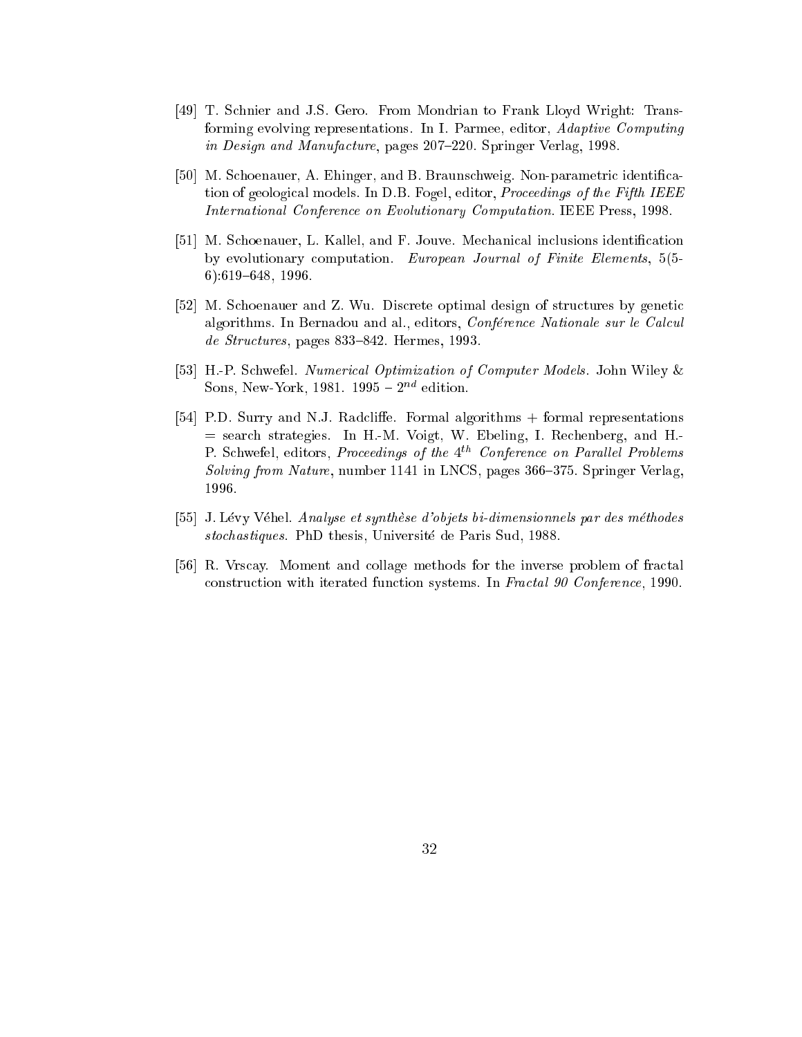[49] T. Schnier and J.S. Gero. From Mondrian to Frank Lloyd Wright: Transforming evolving representations. In I. Parmee, editor, *Adaptive Computing in Design and Manufacture*, pages 207–220. Springer Verlag, 1998.

[50] M. Schoenauer, A. Ehinger, and B. Braunschweig. Non-parametric identification of geological models. In D.B. Fogel, editor, *Proceedings of the Fifth IEEE International Conference on Evolutionary Computation*. IEEE Press, 1998.

[51] M. Schoenauer, L. Kallel, and F. Jouve. Mechanical inclusions identification by evolutionary computation. *European Journal of Finite Elements*, 5(5-6):619–648, 1996.

[52] M. Schoenauer and Z. Wu. Discrete optimal design of structures by genetic algorithms. In Bernadou and al., editors, *Conférence Nationale sur le Calcul de Structures*, pages 833–842. Hermes, 1993.

[53] H.-P. Schwefel. *Numerical Optimization of Computer Models*. John Wiley & Sons, New-York, 1981. 1995 – $2^{nd}$ edition.

[54] P.D. Surry and N.J. Radcliffe. Formal algorithms + formal representations = search strategies. In H.-M. Voigt, W. Ebeling, I. Rechenberg, and H.-P. Schwefel, editors, *Proceedings of the $4^{th}$ Conference on Parallel Problems Solving from Nature*, number 1141 in LNCS, pages 366–375. Springer Verlag, 1996.

[55] J. Lévy Véhel. *Analyse et synthèse d'objets bi-dimensionnels par des méthodes stochastiques*. PhD thesis, Université de Paris Sud, 1988.

[56] R. Vrscay. Moment and collage methods for the inverse problem of fractal construction with iterated function systems. In *Fractal 90 Conference*, 1990.